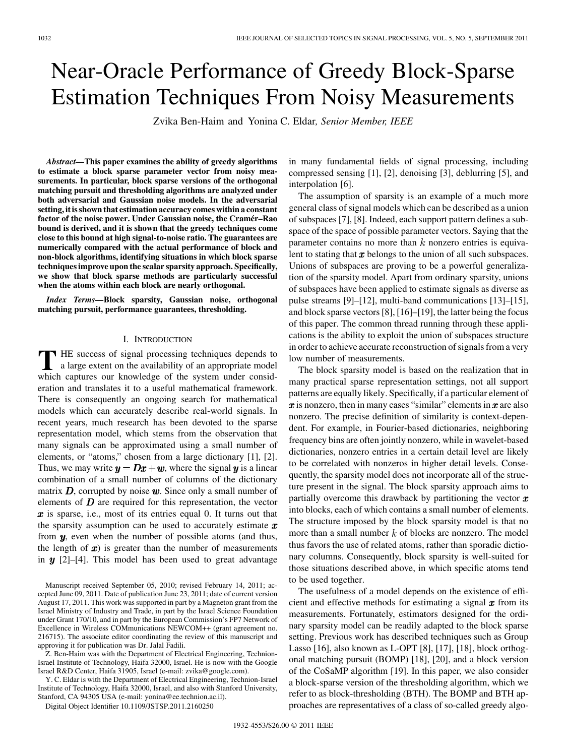# Near-Oracle Performance of Greedy Block-Sparse Estimation Techniques From Noisy Measurements

Zvika Ben-Haim and Yonina C. Eldar, *Senior Member, IEEE*

***Abstract*—This paper examines the ability of greedy algorithms to estimate a block sparse parameter vector from noisy measurements. In particular, block sparse versions of the orthogonal matching pursuit and thresholding algorithms are analyzed under both adversarial and Gaussian noise models. In the adversarial setting, it is shown that estimation accuracy comes within a constant factor of the noise power. Under Gaussian noise, the Cramér–Rao bound is derived, and it is shown that the greedy techniques come close to this bound at high signal-to-noise ratio. The guarantees are numerically compared with the actual performance of block and non-block algorithms, identifying situations in which block sparse techniques improve upon the scalar sparsity approach. Specifically, we show that block sparse methods are particularly successful when the atoms within each block are nearly orthogonal.**

***Index Terms*—Block sparsity, Gaussian noise, orthogonal matching pursuit, performance guarantees, thresholding.**

## I. Introduction

The success of signal processing techniques depends to a large extent on the availability of an appropriate model which captures our knowledge of the system under consideration and translates it to a useful mathematical framework. There is consequently an ongoing search for mathematical models which can accurately describe real-world signals. In recent years, much research has been devoted to the sparse representation model, which stems from the observation that many signals can be approximated using a small number of elements, or "atoms," chosen from a large dictionary [1], [2]. Thus, we may write $\boldsymbol{y} = \boldsymbol{D}\boldsymbol{x} + \boldsymbol{w}$, where the signal $\boldsymbol{y}$ is a linear combination of a small number of columns of the dictionary matrix $\boldsymbol{D}$, corrupted by noise $\boldsymbol{w}$. Since only a small number of elements of $\boldsymbol{D}$ are required for this representation, the vector $\boldsymbol{x}$ is sparse, i.e., most of its entries equal 0. It turns out that the sparsity assumption can be used to accurately estimate $\boldsymbol{x}$ from $\boldsymbol{y}$, even when the number of possible atoms (and thus, the length of $\boldsymbol{x}$) is greater than the number of measurements in $\boldsymbol{y}$ [2]–[4]. This model has been used to great advantage in many fundamental fields of signal processing, including compressed sensing [1], [2], denoising [3], deblurring [5], and interpolation [6].

The assumption of sparsity is an example of a much more general class of signal models which can be described as a union of subspaces [7], [8]. Indeed, each support pattern defines a subspace of the space of possible parameter vectors. Saying that the parameter contains no more than $k$ nonzero entries is equivalent to stating that $\boldsymbol{x}$ belongs to the union of all such subspaces. Unions of subspaces are proving to be a powerful generalization of the sparsity model. Apart from ordinary sparsity, unions of subspaces have been applied to estimate signals as diverse as pulse streams [9]–[12], multi-band communications [13]–[15], and block sparse vectors [8], [16]–[19], the latter being the focus of this paper. The common thread running through these applications is the ability to exploit the union of subspaces structure in order to achieve accurate reconstruction of signals from a very low number of measurements.

The block sparsity model is based on the realization that in many practical sparse representation settings, not all support patterns are equally likely. Specifically, if a particular element of $\boldsymbol{x}$ is nonzero, then in many cases "similar" elements in $\boldsymbol{x}$ are also nonzero. The precise definition of similarity is context-dependent. For example, in Fourier-based dictionaries, neighboring frequency bins are often jointly nonzero, while in wavelet-based dictionaries, nonzero entries in a certain detail level are likely to be correlated with nonzeros in higher detail levels. Consequently, the sparsity model does not incorporate all of the structure present in the signal. The block sparsity approach aims to partially overcome this drawback by partitioning the vector $\boldsymbol{x}$ into blocks, each of which contains a small number of elements. The structure imposed by the block sparsity model is that no more than a small number $k$ of blocks are nonzero. The model thus favors the use of related atoms, rather than sporadic dictionary columns. Consequently, block sparsity is well-suited for those situations described above, in which specific atoms tend to be used together.

The usefulness of a model depends on the existence of efficient and effective methods for estimating a signal $\boldsymbol{x}$ from its measurements. Fortunately, estimators designed for the ordinary sparsity model can be readily adapted to the block sparse setting. Previous work has described techniques such as Group Lasso [16], also known as L-OPT [8], [17], [18], block orthogonal matching pursuit (BOMP) [18], [20], and a block version of the CoSaMP algorithm [19]. In this paper, we also consider a block-sparse version of the thresholding algorithm, which we refer to as block-thresholding (BTH). The BOMP and BTH approaches are representatives of a class of so-called greedy algo-

Manuscript received September 05, 2010; revised February 14, 2011; accepted June 09, 2011. Date of publication June 23, 2011; date of current version August 17, 2011. This work was supported in part by a Magneton grant from the Israel Ministry of Industry and Trade, in part by the Israel Science Foundation under Grant 170/10, and in part by the European Commission's FP7 Network of Excellence in Wireless COMmunications NEWCOM++ (grant agreement no. 216715). The associate editor coordinating the review of this manuscript and approving it for publication was Dr. Jalal Fadili.

Z. Ben-Haim was with the Department of Electrical Engineering, Technion-Israel Institute of Technology, Haifa 32000, Israel. He is now with the Google Israel R&D Center, Haifa 31905, Israel (e-mail: zvika@google.com).

Y. C. Eldar is with the Department of Electrical Engineering, Technion-Israel Institute of Technology, Haifa 32000, Israel, and also with Stanford University, Stanford, CA 94305 USA (e-mail: yonina@ee.technion.ac.il).

Digital Object Identifier 10.1109/JSTSP.2011.2160250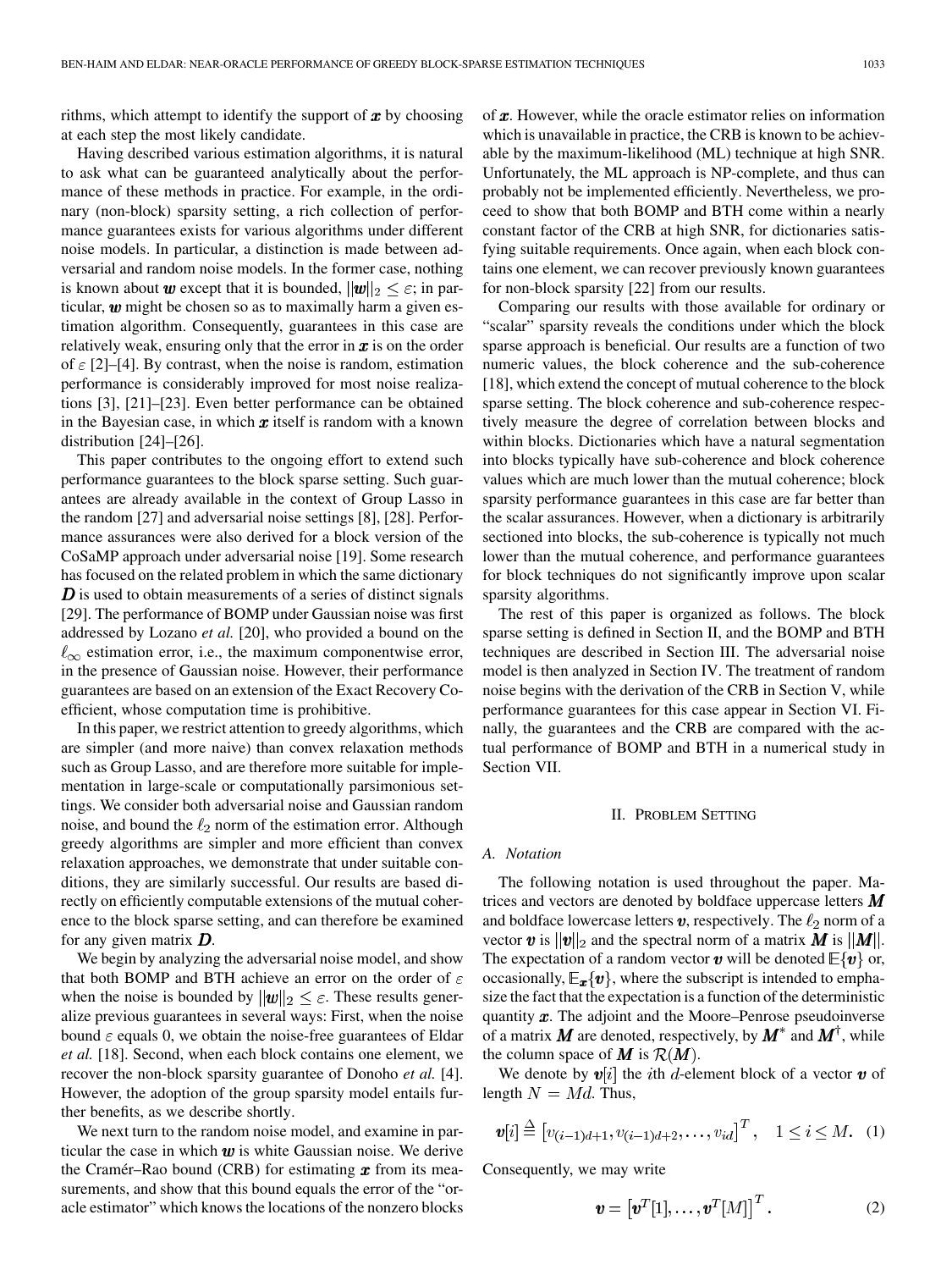rithms, which attempt to identify the support of $\boldsymbol{x}$ by choosing at each step the most likely candidate.

Having described various estimation algorithms, it is natural to ask what can be guaranteed analytically about the performance of these methods in practice. For example, in the ordinary (non-block) sparsity setting, a rich collection of performance guarantees exists for various algorithms under different noise models. In particular, a distinction is made between adversarial and random noise models. In the former case, nothing is known about $\boldsymbol{w}$ except that it is bounded, $\|\boldsymbol{w}\|_2 \leq \varepsilon$; in particular, $\boldsymbol{w}$ might be chosen so as to maximally harm a given estimation algorithm. Consequently, guarantees in this case are relatively weak, ensuring only that the error in $\boldsymbol{x}$ is on the order of $\varepsilon$ [2]–[4]. By contrast, when the noise is random, estimation performance is considerably improved for most noise realizations [3], [21]–[23]. Even better performance can be obtained in the Bayesian case, in which $\boldsymbol{x}$ itself is random with a known distribution [24]–[26].

This paper contributes to the ongoing effort to extend such performance guarantees to the block sparse setting. Such guarantees are already available in the context of Group Lasso in the random [27] and adversarial noise settings [8], [28]. Performance assurances were also derived for a block version of the CoSaMP approach under adversarial noise [19]. Some research has focused on the related problem in which the same dictionary $\boldsymbol{D}$ is used to obtain measurements of a series of distinct signals [29]. The performance of BOMP under Gaussian noise was first addressed by Lozano *et al.* [20], who provided a bound on the $\ell_\infty$ estimation error, i.e., the maximum componentwise error, in the presence of Gaussian noise. However, their performance guarantees are based on an extension of the Exact Recovery Coefficient, whose computation time is prohibitive.

In this paper, we restrict attention to greedy algorithms, which are simpler (and more naive) than convex relaxation methods such as Group Lasso, and are therefore more suitable for implementation in large-scale or computationally parsimonious settings. We consider both adversarial noise and Gaussian random noise, and bound the $\ell_2$ norm of the estimation error. Although greedy algorithms are simpler and more efficient than convex relaxation approaches, we demonstrate that under suitable conditions, they are similarly successful. Our results are based directly on efficiently computable extensions of the mutual coherence to the block sparse setting, and can therefore be examined for any given matrix $\boldsymbol{D}$.

We begin by analyzing the adversarial noise model, and show that both BOMP and BTH achieve an error on the order of $\varepsilon$ when the noise is bounded by $\|\boldsymbol{w}\|_2 \leq \varepsilon$. These results generalize previous guarantees in several ways: First, when the noise bound $\varepsilon$ equals 0, we obtain the noise-free guarantees of Eldar *et al.* [18]. Second, when each block contains one element, we recover the non-block sparsity guarantee of Donoho *et al.* [4]. However, the adoption of the group sparsity model entails further benefits, as we describe shortly.

We next turn to the random noise model, and examine in particular the case in which $\boldsymbol{w}$ is white Gaussian noise. We derive the Cramér–Rao bound (CRB) for estimating $\boldsymbol{x}$ from its measurements, and show that this bound equals the error of the "oracle estimator" which knows the locations of the nonzero blocks of $\boldsymbol{x}$. However, while the oracle estimator relies on information which is unavailable in practice, the CRB is known to be achievable by the maximum-likelihood (ML) technique at high SNR. Unfortunately, the ML approach is NP-complete, and thus can probably not be implemented efficiently. Nevertheless, we proceed to show that both BOMP and BTH come within a nearly constant factor of the CRB at high SNR, for dictionaries satisfying suitable requirements. Once again, when each block contains one element, we can recover previously known guarantees for non-block sparsity [22] from our results.

Comparing our results with those available for ordinary or "scalar" sparsity reveals the conditions under which the block sparse approach is beneficial. Our results are a function of two numeric values, the block coherence and the sub-coherence [18], which extend the concept of mutual coherence to the block sparse setting. The block coherence and sub-coherence respectively measure the degree of correlation between blocks and within blocks. Dictionaries which have a natural segmentation into blocks typically have sub-coherence and block coherence values which are much lower than the mutual coherence; block sparsity performance guarantees in this case are far better than the scalar assurances. However, when a dictionary is arbitrarily sectioned into blocks, the sub-coherence is typically not much lower than the mutual coherence, and performance guarantees for block techniques do not significantly improve upon scalar sparsity algorithms.

The rest of this paper is organized as follows. The block sparse setting is defined in Section II, and the BOMP and BTH techniques are described in Section III. The adversarial noise model is then analyzed in Section IV. The treatment of random noise begins with the derivation of the CRB in Section V, while performance guarantees for this case appear in Section VI. Finally, the guarantees and the CRB are compared with the actual performance of BOMP and BTH in a numerical study in Section VII.

## II. Problem Setting

### A. Notation

The following notation is used throughout the paper. Matrices and vectors are denoted by boldface uppercase letters $\boldsymbol{M}$ and boldface lowercase letters $\boldsymbol{v}$, respectively. The $\ell_2$ norm of a vector $\boldsymbol{v}$ is $\|\boldsymbol{v}\|_2$ and the spectral norm of a matrix $\boldsymbol{M}$ is $\|\boldsymbol{M}\|$. The expectation of a random vector $\boldsymbol{v}$ will be denoted $\mathbb{E}\{\boldsymbol{v}\}$ or, occasionally, $\mathbb{E}_{\boldsymbol{x}}\{\boldsymbol{v}\}$, where the subscript is intended to emphasize the fact that the expectation is a function of the deterministic quantity $\boldsymbol{x}$. The adjoint and the Moore–Penrose pseudoinverse of a matrix $\boldsymbol{M}$ are denoted, respectively, by $\boldsymbol{M}^*$ and $\boldsymbol{M}^\dagger$, while the column space of $\boldsymbol{M}$ is $\mathcal{R}(\boldsymbol{M})$.

We denote by $\boldsymbol{v}[i]$ the $i$th $d$-element block of a vector $\boldsymbol{v}$ of length $N = Md$. Thus,

$$\boldsymbol{v}[i] \triangleq \left[v_{(i-1)d+1}, v_{(i-1)d+2}, \ldots, v_{id}\right]^T, \quad 1 \leq i \leq M. \tag{1}$$

Consequently, we may write

$$\boldsymbol{v} = \left[\boldsymbol{v}^T[1], \ldots, \boldsymbol{v}^T[M]\right]^T. \tag{2}$$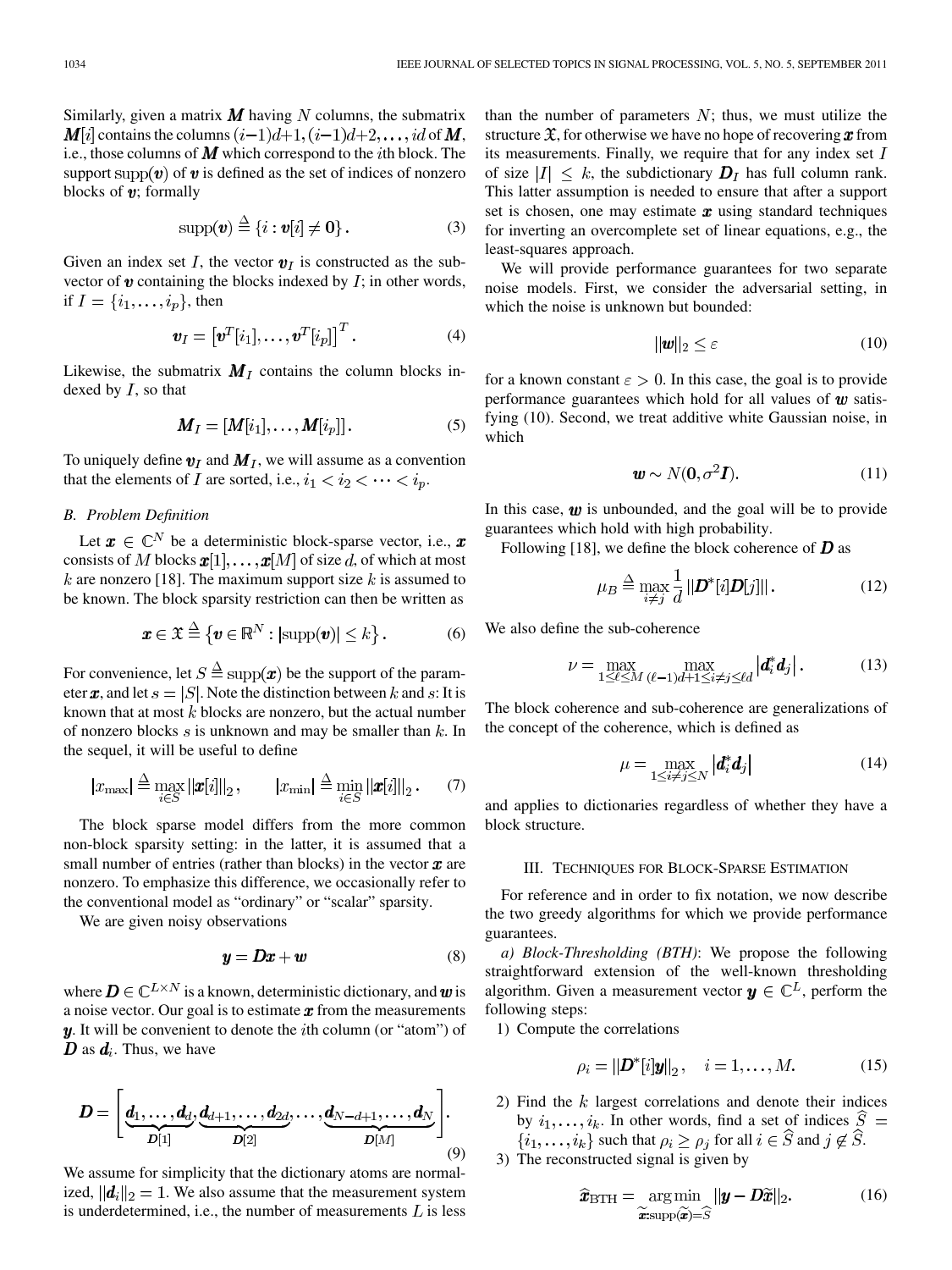Similarly, given a matrix $\boldsymbol{M}$ having $N$ columns, the submatrix $\boldsymbol{M}[i]$ contains the columns $(i-1)d+1, (i-1)d+2, \ldots, id$ of $\boldsymbol{M}$, i.e., those columns of $\boldsymbol{M}$ which correspond to the $i$th block. The support $\operatorname{supp}(\boldsymbol{v})$ of $\boldsymbol{v}$ is defined as the set of indices of nonzero blocks of $\boldsymbol{v}$; formally

$$\operatorname{supp}(\boldsymbol{v}) \triangleq \{i : \boldsymbol{v}[i] \neq \boldsymbol{0}\}. \tag{3}$$

Given an index set $I$, the vector $\boldsymbol{v}_I$ is constructed as the subvector of $\boldsymbol{v}$ containing the blocks indexed by $I$; in other words, if $I = \{i_1, \ldots, i_p\}$, then

$$\boldsymbol{v}_I = \left[\boldsymbol{v}^T[i_1], \ldots, \boldsymbol{v}^T[i_p]\right]^T. \tag{4}$$

Likewise, the submatrix $\boldsymbol{M}_I$ contains the column blocks indexed by $I$, so that

$$\boldsymbol{M}_I = [\boldsymbol{M}[i_1], \ldots, \boldsymbol{M}[i_p]]. \tag{5}$$

To uniquely define $\boldsymbol{v}_I$ and $\boldsymbol{M}_I$, we will assume as a convention that the elements of $I$ are sorted, i.e., $i_1 < i_2 < \cdots < i_p$.

### B. Problem Definition

Let $\boldsymbol{x} \in \mathbb{C}^N$ be a deterministic block-sparse vector, i.e., $\boldsymbol{x}$ consists of $M$ blocks $\boldsymbol{x}[1], \ldots, \boldsymbol{x}[M]$ of size $d$, of which at most $k$ are nonzero [18]. The maximum support size $k$ is assumed to be known. The block sparsity restriction can then be written as

$$\boldsymbol{x} \in \mathfrak{X} \triangleq \left\{\boldsymbol{v} \in \mathbb{R}^N : |\operatorname{supp}(\boldsymbol{v})| \leq k\right\}. \tag{6}$$

For convenience, let $S \triangleq \operatorname{supp}(\boldsymbol{x})$ be the support of the parameter $\boldsymbol{x}$, and let $s = |S|$. Note the distinction between $k$ and $s$: It is known that at most $k$ blocks are nonzero, but the actual number of nonzero blocks $s$ is unknown and may be smaller than $k$. In the sequel, it will be useful to define

$$|x_{\max}| \triangleq \max_{i \in S} \|\boldsymbol{x}[i]\|_2, \qquad |x_{\min}| \triangleq \min_{i \in S} \|\boldsymbol{x}[i]\|_2. \tag{7}$$

The block sparse model differs from the more common non-block sparsity setting: in the latter, it is assumed that a small number of entries (rather than blocks) in the vector $\boldsymbol{x}$ are nonzero. To emphasize this difference, we occasionally refer to the conventional model as "ordinary" or "scalar" sparsity.

We are given noisy observations

$$\boldsymbol{y} = \boldsymbol{D}\boldsymbol{x} + \boldsymbol{w} \tag{8}$$

where $\boldsymbol{D} \in \mathbb{C}^{L \times N}$ is a known, deterministic dictionary, and $\boldsymbol{w}$ is a noise vector. Our goal is to estimate $\boldsymbol{x}$ from the measurements $\boldsymbol{y}$. It will be convenient to denote the $i$th column (or "atom") of $\boldsymbol{D}$ as $\boldsymbol{d}_i$. Thus, we have

$$\boldsymbol{D} = \Bigg[\underbrace{\boldsymbol{d}_1, \ldots, \boldsymbol{d}_d}_{\boldsymbol{D}[1]}, \underbrace{\boldsymbol{d}_{d+1}, \ldots, \boldsymbol{d}_{2d}}_{\boldsymbol{D}[2]}, \ldots, \underbrace{\boldsymbol{d}_{N-d+1}, \ldots, \boldsymbol{d}_N}_{\boldsymbol{D}[M]}\Bigg]. \tag{9}$$

We assume for simplicity that the dictionary atoms are normalized, $\|\boldsymbol{d}_i\|_2 = 1$. We also assume that the measurement system is underdetermined, i.e., the number of measurements $L$ is less than the number of parameters $N$; thus, we must utilize the structure $\mathfrak{X}$, for otherwise we have no hope of recovering $\boldsymbol{x}$ from its measurements. Finally, we require that for any index set $I$ of size $|I| \leq k$, the subdictionary $\boldsymbol{D}_I$ has full column rank. This latter assumption is needed to ensure that after a support set is chosen, one may estimate $\boldsymbol{x}$ using standard techniques for inverting an overcomplete set of linear equations, e.g., the least-squares approach.

We will provide performance guarantees for two separate noise models. First, we consider the adversarial setting, in which the noise is unknown but bounded:

$$\|\boldsymbol{w}\|_2 \leq \varepsilon \tag{10}$$

for a known constant $\varepsilon > 0$. In this case, the goal is to provide performance guarantees which hold for all values of $\boldsymbol{w}$ satisfying (10). Second, we treat additive white Gaussian noise, in which

$$\boldsymbol{w} \sim N(\boldsymbol{0}, \sigma^2 \boldsymbol{I}). \tag{11}$$

In this case, $\boldsymbol{w}$ is unbounded, and the goal will be to provide guarantees which hold with high probability.

Following [18], we define the block coherence of $\boldsymbol{D}$ as

$$\mu_B \triangleq \max_{i \neq j} \frac{1}{d} \|\boldsymbol{D}^*[i]\boldsymbol{D}[j]\|. \tag{12}$$

We also define the sub-coherence

$$\nu = \max_{1 \leq \ell \leq M} \max_{(\ell-1)d+1 \leq i \neq j \leq \ell d} \left|\boldsymbol{d}_i^* \boldsymbol{d}_j\right|. \tag{13}$$

The block coherence and sub-coherence are generalizations of the concept of the coherence, which is defined as

$$\mu = \max_{1 \leq i \neq j \leq N} \left|\boldsymbol{d}_i^* \boldsymbol{d}_j\right| \tag{14}$$

and applies to dictionaries regardless of whether they have a block structure.

## III. Techniques for Block-Sparse Estimation

For reference and in order to fix notation, we now describe the two greedy algorithms for which we provide performance guarantees.

*a) Block-Thresholding (BTH)*: We propose the following straightforward extension of the well-known thresholding algorithm. Given a measurement vector $\boldsymbol{y} \in \mathbb{C}^L$, perform the following steps:

1) Compute the correlations

$$\rho_i = \|\boldsymbol{D}^*[i]\boldsymbol{y}\|_2, \quad i = 1, \ldots, M. \tag{15}$$

2) Find the $k$ largest correlations and denote their indices by $i_1, \ldots, i_k$. In other words, find a set of indices $\widehat{S} = \{i_1, \ldots, i_k\}$ such that $\rho_i \geq \rho_j$ for all $i \in \widehat{S}$ and $j \notin \widehat{S}$.

3) The reconstructed signal is given by

$$\widehat{\boldsymbol{x}}_{\mathrm{BTH}} = \underset{\widetilde{\boldsymbol{x}}: \operatorname{supp}(\widetilde{\boldsymbol{x}}) = \widehat{S}}{\arg\min} \|\boldsymbol{y} - \boldsymbol{D}\widetilde{\boldsymbol{x}}\|_2. \tag{16}$$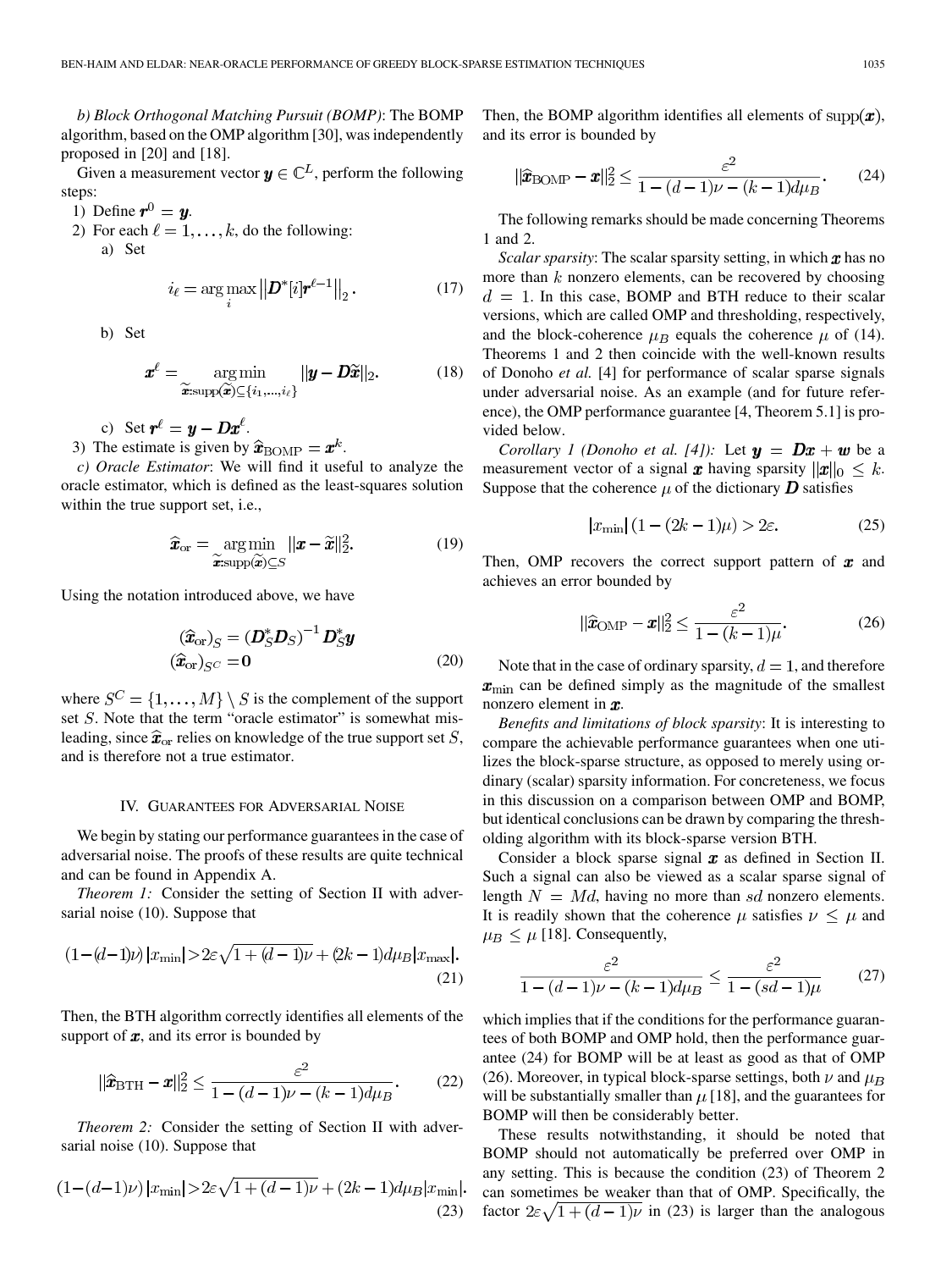*b) Block Orthogonal Matching Pursuit (BOMP)*: The BOMP algorithm, based on the OMP algorithm [30], was independently proposed in [20] and [18].

Given a measurement vector $\boldsymbol{y} \in \mathbb{C}^L$, perform the following steps:

1) Define $\boldsymbol{r}^0 = \boldsymbol{y}$.
2) For each $\ell = 1, \ldots, k$, do the following:
   a) Set

$$i_\ell = \arg\max_i \left\| \boldsymbol{D}^*[i] \boldsymbol{r}^{\ell-1} \right\|_2. \tag{17}$$

   b) Set

$$\boldsymbol{x}^\ell = \underset{\widetilde{\boldsymbol{x}}: \text{supp}(\widetilde{\boldsymbol{x}}) \subseteq \{i_1, \ldots, i_\ell\}}{\arg\min} \|\boldsymbol{y} - \boldsymbol{D}\widetilde{\boldsymbol{x}}\|_2. \tag{18}$$

   c) Set $\boldsymbol{r}^\ell = \boldsymbol{y} - \boldsymbol{D}\boldsymbol{x}^\ell$.
3) The estimate is given by $\widehat{\boldsymbol{x}}_{\text{BOMP}} = \boldsymbol{x}^k$.

*c) Oracle Estimator*: We will find it useful to analyze the oracle estimator, which is defined as the least-squares solution within the true support set, i.e.,

$$\widehat{\boldsymbol{x}}_{\text{or}} = \underset{\widetilde{\boldsymbol{x}}: \text{supp}(\widetilde{\boldsymbol{x}}) \subseteq S}{\arg\min} \|\boldsymbol{x} - \widetilde{\boldsymbol{x}}\|_2^2. \tag{19}$$

Using the notation introduced above, we have

$$\begin{aligned} (\widehat{\boldsymbol{x}}_{\text{or}})_S &= (\boldsymbol{D}_S^* \boldsymbol{D}_S)^{-1} \boldsymbol{D}_S^* \boldsymbol{y} \\ (\widehat{\boldsymbol{x}}_{\text{or}})_{S^C} &= \boldsymbol{0} \end{aligned} \tag{20}$$

where $S^C = \{1, \ldots, M\} \setminus S$ is the complement of the support set $S$. Note that the term "oracle estimator" is somewhat misleading, since $\widehat{\boldsymbol{x}}_{\text{or}}$ relies on knowledge of the true support set $S$, and is therefore not a true estimator.

## IV. Guarantees for Adversarial Noise

We begin by stating our performance guarantees in the case of adversarial noise. The proofs of these results are quite technical and can be found in Appendix A.

*Theorem 1:* Consider the setting of Section II with adversarial noise (10). Suppose that

$$(1-(d-1)\nu)\,|x_{\min}| > 2\varepsilon\sqrt{1+(d-1)\nu} + (2k-1)d\mu_B|x_{\max}|. \tag{21}$$

Then, the BTH algorithm correctly identifies all elements of the support of $\boldsymbol{x}$, and its error is bounded by

$$\|\widehat{\boldsymbol{x}}_{\text{BTH}} - \boldsymbol{x}\|_2^2 \leq \frac{\varepsilon^2}{1-(d-1)\nu-(k-1)d\mu_B}. \tag{22}$$

*Theorem 2:* Consider the setting of Section II with adversarial noise (10). Suppose that

$$(1-(d-1)\nu)\,|x_{\min}| > 2\varepsilon\sqrt{1+(d-1)\nu} + (2k-1)d\mu_B|x_{\min}|. \tag{23}$$

Then, the BOMP algorithm identifies all elements of $\text{supp}(\boldsymbol{x})$, and its error is bounded by

$$\|\widehat{\boldsymbol{x}}_{\text{BOMP}} - \boldsymbol{x}\|_2^2 \leq \frac{\varepsilon^2}{1-(d-1)\nu-(k-1)d\mu_B}. \tag{24}$$

The following remarks should be made concerning Theorems 1 and 2.

*Scalar sparsity*: The scalar sparsity setting, in which $\boldsymbol{x}$ has no more than $k$ nonzero elements, can be recovered by choosing $d = 1$. In this case, BOMP and BTH reduce to their scalar versions, which are called OMP and thresholding, respectively, and the block-coherence $\mu_B$ equals the coherence $\mu$ of (14). Theorems 1 and 2 then coincide with the well-known results of Donoho *et al.* [4] for performance of scalar sparse signals under adversarial noise. As an example (and for future reference), the OMP performance guarantee [4, Theorem 5.1] is provided below.

*Corollary 1 (Donoho et al. [4]):* Let $\boldsymbol{y} = \boldsymbol{D}\boldsymbol{x} + \boldsymbol{w}$ be a measurement vector of a signal $\boldsymbol{x}$ having sparsity $\|\boldsymbol{x}\|_0 \leq k$. Suppose that the coherence $\mu$ of the dictionary $\boldsymbol{D}$ satisfies

$$|x_{\min}|\,(1-(2k-1)\mu) > 2\varepsilon. \tag{25}$$

Then, OMP recovers the correct support pattern of $\boldsymbol{x}$ and achieves an error bounded by

$$\|\widehat{\boldsymbol{x}}_{\text{OMP}} - \boldsymbol{x}\|_2^2 \leq \frac{\varepsilon^2}{1-(k-1)\mu}. \tag{26}$$

Note that in the case of ordinary sparsity, $d = 1$, and therefore $\boldsymbol{x}_{\min}$ can be defined simply as the magnitude of the smallest nonzero element in $\boldsymbol{x}$.

*Benefits and limitations of block sparsity*: It is interesting to compare the achievable performance guarantees when one utilizes the block-sparse structure, as opposed to merely using ordinary (scalar) sparsity information. For concreteness, we focus in this discussion on a comparison between OMP and BOMP, but identical conclusions can be drawn by comparing the thresholding algorithm with its block-sparse version BTH.

Consider a block sparse signal $\boldsymbol{x}$ as defined in Section II. Such a signal can also be viewed as a scalar sparse signal of length $N = Md$, having no more than $sd$ nonzero elements. It is readily shown that the coherence $\mu$ satisfies $\nu \leq \mu$ and $\mu_B \leq \mu$ [18]. Consequently,

$$\frac{\varepsilon^2}{1-(d-1)\nu-(k-1)d\mu_B} \leq \frac{\varepsilon^2}{1-(sd-1)\mu} \tag{27}$$

which implies that if the conditions for the performance guarantees of both BOMP and OMP hold, then the performance guarantee (24) for BOMP will be at least as good as that of OMP (26). Moreover, in typical block-sparse settings, both $\nu$ and $\mu_B$ will be substantially smaller than $\mu$ [18], and the guarantees for BOMP will then be considerably better.

These results notwithstanding, it should be noted that BOMP should not automatically be preferred over OMP in any setting. This is because the condition (23) of Theorem 2 can sometimes be weaker than that of OMP. Specifically, the factor $2\varepsilon\sqrt{1+(d-1)\nu}$ in (23) is larger than the analogous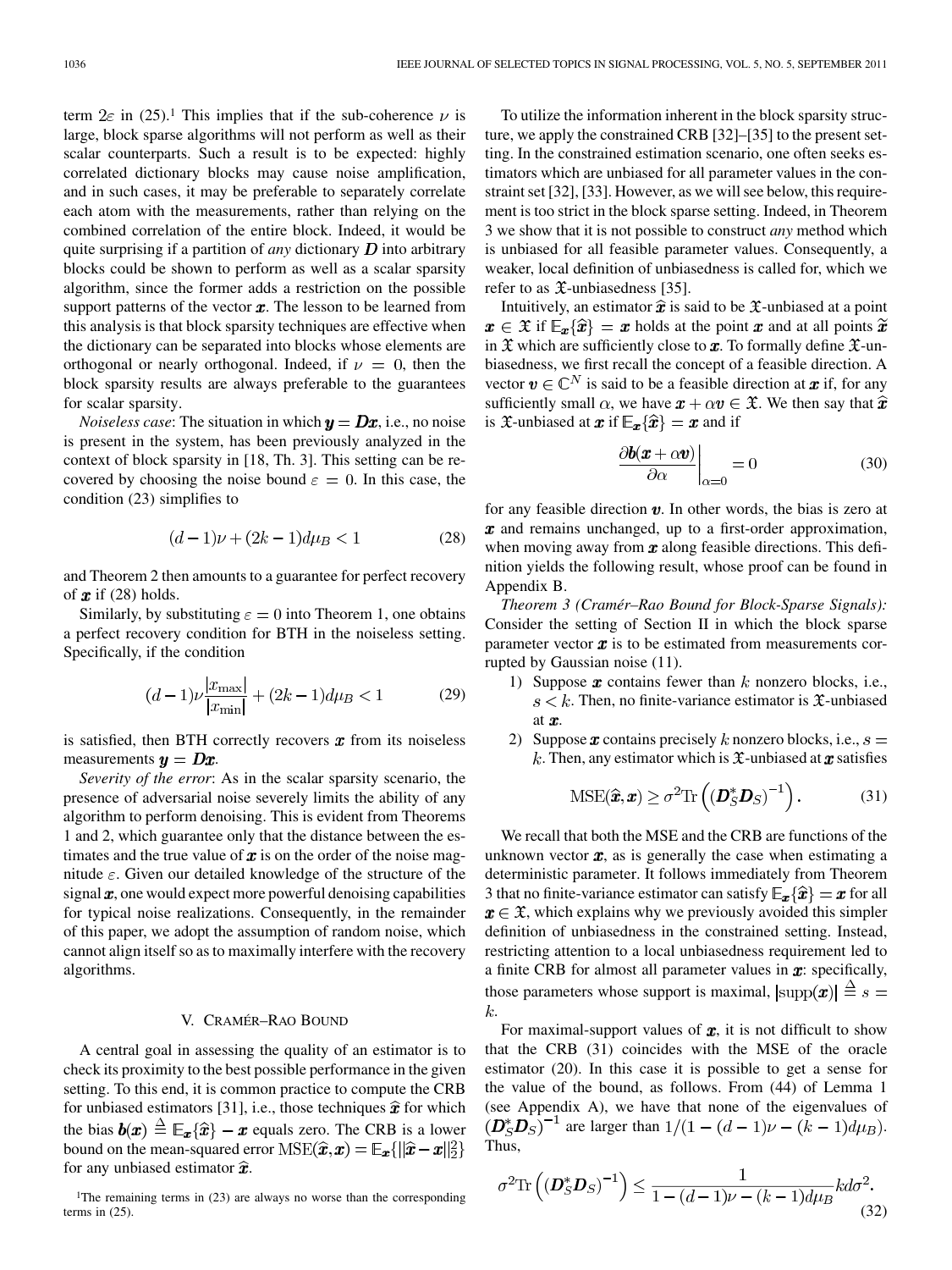term $2\varepsilon$ in (25).[1] This implies that if the sub-coherence $\nu$ is large, block sparse algorithms will not perform as well as their scalar counterparts. Such a result is to be expected: highly correlated dictionary blocks may cause noise amplification, and in such cases, it may be preferable to separately correlate each atom with the measurements, rather than relying on the combined correlation of the entire block. Indeed, it would be quite surprising if a partition of *any* dictionary $\boldsymbol{D}$ into arbitrary blocks could be shown to perform as well as a scalar sparsity algorithm, since the former adds a restriction on the possible support patterns of the vector $\boldsymbol{x}$. The lesson to be learned from this analysis is that block sparsity techniques are effective when the dictionary can be separated into blocks whose elements are orthogonal or nearly orthogonal. Indeed, if $\nu = 0$, then the block sparsity results are always preferable to the guarantees for scalar sparsity.

*Noiseless case*: The situation in which $\boldsymbol{y} = \boldsymbol{D}\boldsymbol{x}$, i.e., no noise is present in the system, has been previously analyzed in the context of block sparsity in [18, Th. 3]. This setting can be recovered by choosing the noise bound $\varepsilon = 0$. In this case, the condition (23) simplifies to

$$(d-1)\nu + (2k-1)d\mu_B < 1 \tag{28}$$

and Theorem 2 then amounts to a guarantee for perfect recovery of $\boldsymbol{x}$ if (28) holds.

Similarly, by substituting $\varepsilon = 0$ into Theorem 1, one obtains a perfect recovery condition for BTH in the noiseless setting. Specifically, if the condition

$$(d-1)\nu\frac{|x_{\max}|}{|x_{\min}|} + (2k-1)d\mu_B < 1 \tag{29}$$

is satisfied, then BTH correctly recovers $\boldsymbol{x}$ from its noiseless measurements $\boldsymbol{y} = \boldsymbol{D}\boldsymbol{x}$.

*Severity of the error*: As in the scalar sparsity scenario, the presence of adversarial noise severely limits the ability of any algorithm to perform denoising. This is evident from Theorems 1 and 2, which guarantee only that the distance between the estimates and the true value of $\boldsymbol{x}$ is on the order of the noise magnitude $\varepsilon$. Given our detailed knowledge of the structure of the signal $\boldsymbol{x}$, one would expect more powerful denoising capabilities for typical noise realizations. Consequently, in the remainder of this paper, we adopt the assumption of random noise, which cannot align itself so as to maximally interfere with the recovery algorithms.

## V. Cramér–Rao Bound

A central goal in assessing the quality of an estimator is to check its proximity to the best possible performance in the given setting. To this end, it is common practice to compute the CRB for unbiased estimators [31], i.e., those techniques $\widehat{\boldsymbol{x}}$ for which the bias $\boldsymbol{b}(\boldsymbol{x}) \triangleq \mathbb{E}_{\boldsymbol{x}}\{\widehat{\boldsymbol{x}}\} - \boldsymbol{x}$ equals zero. The CRB is a lower bound on the mean-squared error $\mathrm{MSE}(\widehat{\boldsymbol{x}}, \boldsymbol{x}) = \mathbb{E}_{\boldsymbol{x}}\{\|\widehat{\boldsymbol{x}} - \boldsymbol{x}\|_2^2\}$ for any unbiased estimator $\widehat{\boldsymbol{x}}$.

[1] The remaining terms in (23) are always no worse than the corresponding terms in (25).

To utilize the information inherent in the block sparsity structure, we apply the constrained CRB [32]–[35] to the present setting. In the constrained estimation scenario, one often seeks estimators which are unbiased for all parameter values in the constraint set [32], [33]. However, as we will see below, this requirement is too strict in the block sparse setting. Indeed, in Theorem 3 we show that it is not possible to construct *any* method which is unbiased for all feasible parameter values. Consequently, a weaker, local definition of unbiasedness is called for, which we refer to as $\mathfrak{X}$-unbiasedness [35].

Intuitively, an estimator $\widehat{\boldsymbol{x}}$ is said to be $\mathfrak{X}$-unbiased at a point $\boldsymbol{x} \in \mathfrak{X}$ if $\mathbb{E}_{\boldsymbol{x}}\{\widehat{\boldsymbol{x}}\} = \boldsymbol{x}$ holds at the point $\boldsymbol{x}$ and at all points $\widetilde{\boldsymbol{x}}$ in $\mathfrak{X}$ which are sufficiently close to $\boldsymbol{x}$. To formally define $\mathfrak{X}$-unbiasedness, we first recall the concept of a feasible direction. A vector $\boldsymbol{v} \in \mathbb{C}^N$ is said to be a feasible direction at $\boldsymbol{x}$ if, for any sufficiently small $\alpha$, we have $\boldsymbol{x} + \alpha\boldsymbol{v} \in \mathfrak{X}$. We then say that $\widehat{\boldsymbol{x}}$ is $\mathfrak{X}$-unbiased at $\boldsymbol{x}$ if $\mathbb{E}_{\boldsymbol{x}}\{\widehat{\boldsymbol{x}}\} = \boldsymbol{x}$ and if

$$\left.\frac{\partial \boldsymbol{b}(\boldsymbol{x} + \alpha\boldsymbol{v})}{\partial \alpha}\right|_{\alpha=0} = 0 \tag{30}$$

for any feasible direction $\boldsymbol{v}$. In other words, the bias is zero at $\boldsymbol{x}$ and remains unchanged, up to a first-order approximation, when moving away from $\boldsymbol{x}$ along feasible directions. This definition yields the following result, whose proof can be found in Appendix B.

*Theorem 3 (Cramér–Rao Bound for Block-Sparse Signals):* Consider the setting of Section II in which the block sparse parameter vector $\boldsymbol{x}$ is to be estimated from measurements corrupted by Gaussian noise (11).

1) Suppose $\boldsymbol{x}$ contains fewer than $k$ nonzero blocks, i.e., $s < k$. Then, no finite-variance estimator is $\mathfrak{X}$-unbiased at $\boldsymbol{x}$.
2) Suppose $\boldsymbol{x}$ contains precisely $k$ nonzero blocks, i.e., $s = k$. Then, any estimator which is $\mathfrak{X}$-unbiased at $\boldsymbol{x}$ satisfies

$$\mathrm{MSE}(\widehat{\boldsymbol{x}}, \boldsymbol{x}) \geq \sigma^2 \mathrm{Tr}\left((\boldsymbol{D}_S^* \boldsymbol{D}_S)^{-1}\right). \tag{31}$$

We recall that both the MSE and the CRB are functions of the unknown vector $\boldsymbol{x}$, as is generally the case when estimating a deterministic parameter. It follows immediately from Theorem 3 that no finite-variance estimator can satisfy $\mathbb{E}_{\boldsymbol{x}}\{\widehat{\boldsymbol{x}}\} = \boldsymbol{x}$ for all $\boldsymbol{x} \in \mathfrak{X}$, which explains why we previously avoided this simpler definition of unbiasedness in the constrained setting. Instead, restricting attention to a local unbiasedness requirement led to a finite CRB for almost all parameter values in $\boldsymbol{x}$: specifically, those parameters whose support is maximal, $|\mathrm{supp}(\boldsymbol{x})| \triangleq s = k$.

For maximal-support values of $\boldsymbol{x}$, it is not difficult to show that the CRB (31) coincides with the MSE of the oracle estimator (20). In this case it is possible to get a sense for the value of the bound, as follows. From (44) of Lemma 1 (see Appendix A), we have that none of the eigenvalues of $(\boldsymbol{D}_S^* \boldsymbol{D}_S)^{-1}$ are larger than $1/(1 - (d-1)\nu - (k-1)d\mu_B)$. Thus,

$$\sigma^2 \mathrm{Tr}\left((\boldsymbol{D}_S^* \boldsymbol{D}_S)^{-1}\right) \leq \frac{1}{1 - (d-1)\nu - (k-1)d\mu_B} kd\sigma^2. \tag{32}$$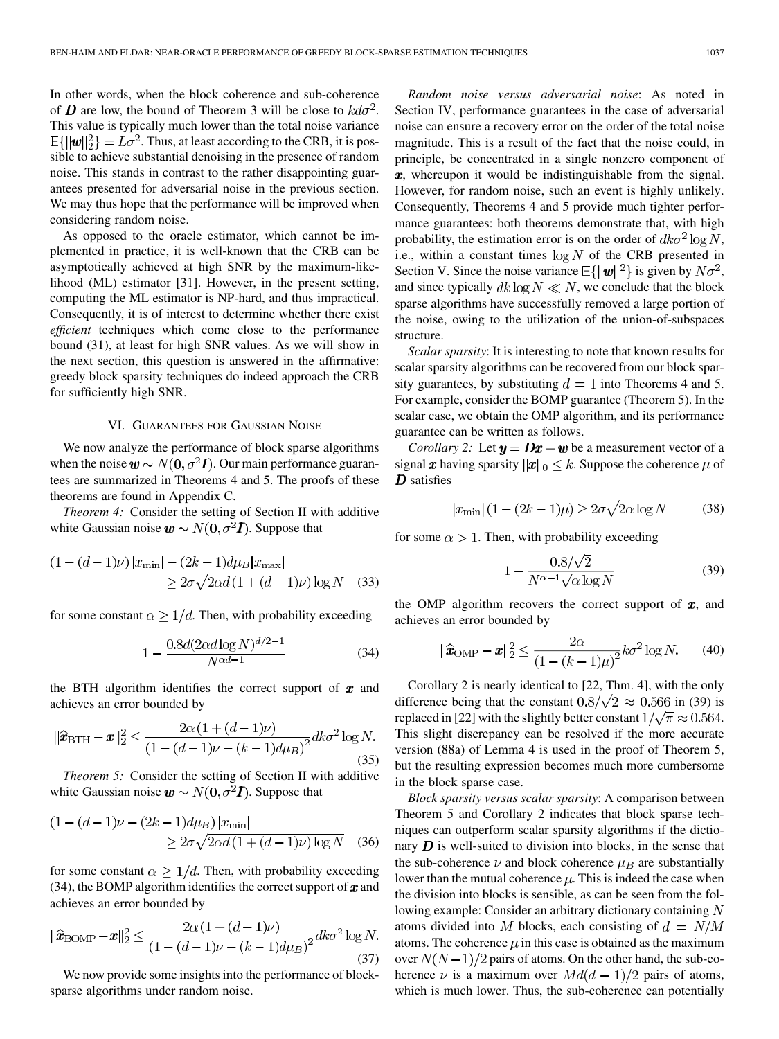In other words, when the block coherence and sub-coherence of $\boldsymbol{D}$ are low, the bound of Theorem 3 will be close to $kd\sigma^2$. This value is typically much lower than the total noise variance $\mathbb{E}\{\|\boldsymbol{w}\|_2^2\} = L\sigma^2$. Thus, at least according to the CRB, it is possible to achieve substantial denoising in the presence of random noise. This stands in contrast to the rather disappointing guarantees presented for adversarial noise in the previous section. We may thus hope that the performance will be improved when considering random noise.

As opposed to the oracle estimator, which cannot be implemented in practice, it is well-known that the CRB can be asymptotically achieved at high SNR by the maximum-likelihood (ML) estimator [31]. However, in the present setting, computing the ML estimator is NP-hard, and thus impractical. Consequently, it is of interest to determine whether there exist *efficient* techniques which come close to the performance bound (31), at least for high SNR values. As we will show in the next section, this question is answered in the affirmative: greedy block sparsity techniques do indeed approach the CRB for sufficiently high SNR.

## VI. Guarantees for Gaussian Noise

We now analyze the performance of block sparse algorithms when the noise $\boldsymbol{w} \sim N(\boldsymbol{0}, \sigma^2 \boldsymbol{I})$. Our main performance guarantees are summarized in Theorems 4 and 5. The proofs of these theorems are found in Appendix C.

*Theorem 4:* Consider the setting of Section II with additive white Gaussian noise $\boldsymbol{w} \sim N(\boldsymbol{0}, \sigma^2 \boldsymbol{I})$. Suppose that

$$(1-(d-1)\nu)\,|x_{\min}| - (2k-1)d\mu_B|x_{\max}| \geq 2\sigma\sqrt{2\alpha d\,(1+(d-1)\nu)\log N} \quad (33)$$

for some constant $\alpha \geq 1/d$. Then, with probability exceeding

$$1 - \frac{0.8d(2\alpha d \log N)^{d/2-1}}{N^{\alpha d - 1}} \quad (34)$$

the BTH algorithm identifies the correct support of $\boldsymbol{x}$ and achieves an error bounded by

$$\|\hat{\boldsymbol{x}}_{\text{BTH}} - \boldsymbol{x}\|_2^2 \leq \frac{2\alpha(1+(d-1)\nu)}{(1-(d-1)\nu-(k-1)d\mu_B)^2} dk\sigma^2 \log N. \quad (35)$$

*Theorem 5:* Consider the setting of Section II with additive white Gaussian noise $\boldsymbol{w} \sim N(\boldsymbol{0}, \sigma^2 \boldsymbol{I})$. Suppose that

$$(1-(d-1)\nu-(2k-1)d\mu_B)\,|x_{\min}| \geq 2\sigma\sqrt{2\alpha d\,(1+(d-1)\nu)\log N} \quad (36)$$

for some constant $\alpha \geq 1/d$. Then, with probability exceeding (34), the BOMP algorithm identifies the correct support of $\boldsymbol{x}$ and achieves an error bounded by

$$\|\hat{\boldsymbol{x}}_{\text{BOMP}} - \boldsymbol{x}\|_2^2 \leq \frac{2\alpha(1+(d-1)\nu)}{(1-(d-1)\nu-(k-1)d\mu_B)^2} dk\sigma^2 \log N. \quad (37)$$

We now provide some insights into the performance of block-sparse algorithms under random noise.

*Random noise versus adversarial noise*: As noted in Section IV, performance guarantees in the case of adversarial noise can ensure a recovery error on the order of the total noise magnitude. This is a result of the fact that the noise could, in principle, be concentrated in a single nonzero component of $\boldsymbol{x}$, whereupon it would be indistinguishable from the signal. However, for random noise, such an event is highly unlikely. Consequently, Theorems 4 and 5 provide much tighter performance guarantees: both theorems demonstrate that, with high probability, the estimation error is on the order of $dk\sigma^2 \log N$, i.e., within a constant times $\log N$ of the CRB presented in Section V. Since the noise variance $\mathbb{E}\{\|\boldsymbol{w}\|^2\}$ is given by $N\sigma^2$, and since typically $dk \log N \ll N$, we conclude that the block sparse algorithms have successfully removed a large portion of the noise, owing to the utilization of the union-of-subspaces structure.

*Scalar sparsity*: It is interesting to note that known results for scalar sparsity algorithms can be recovered from our block sparsity guarantees, by substituting $d=1$ into Theorems 4 and 5. For example, consider the BOMP guarantee (Theorem 5). In the scalar case, we obtain the OMP algorithm, and its performance guarantee can be written as follows.

*Corollary 2:* Let $\boldsymbol{y} = \boldsymbol{D}\boldsymbol{x} + \boldsymbol{w}$ be a measurement vector of a signal $\boldsymbol{x}$ having sparsity $\|\boldsymbol{x}\|_0 \leq k$. Suppose the coherence $\mu$ of $\boldsymbol{D}$ satisfies

$$|x_{\min}|\,(1-(2k-1)\mu) \geq 2\sigma\sqrt{2\alpha \log N} \quad (38)$$

for some $\alpha > 1$. Then, with probability exceeding

$$1 - \frac{0.8/\sqrt{2}}{N^{\alpha-1}\sqrt{\alpha \log N}} \quad (39)$$

the OMP algorithm recovers the correct support of $\boldsymbol{x}$, and achieves an error bounded by

$$\|\hat{\boldsymbol{x}}_{\text{OMP}} - \boldsymbol{x}\|_2^2 \leq \frac{2\alpha}{(1-(k-1)\mu)^2} k\sigma^2 \log N. \quad (40)$$

Corollary 2 is nearly identical to [22, Thm. 4], with the only difference being that the constant $0.8/\sqrt{2} \approx 0.566$ in (39) is replaced in [22] with the slightly better constant $1/\sqrt{\pi} \approx 0.564$. This slight discrepancy can be resolved if the more accurate version (88a) of Lemma 4 is used in the proof of Theorem 5, but the resulting expression becomes much more cumbersome in the block sparse case.

*Block sparsity versus scalar sparsity*: A comparison between Theorem 5 and Corollary 2 indicates that block sparse techniques can outperform scalar sparsity algorithms if the dictionary $\boldsymbol{D}$ is well-suited to division into blocks, in the sense that the sub-coherence $\nu$ and block coherence $\mu_B$ are substantially lower than the mutual coherence $\mu$. This is indeed the case when the division into blocks is sensible, as can be seen from the following example: Consider an arbitrary dictionary containing $N$ atoms divided into $M$ blocks, each consisting of $d = N/M$ atoms. The coherence $\mu$ in this case is obtained as the maximum over $N(N-1)/2$ pairs of atoms. On the other hand, the sub-coherence $\nu$ is a maximum over $Md(d-1)/2$ pairs of atoms, which is much lower. Thus, the sub-coherence can potentially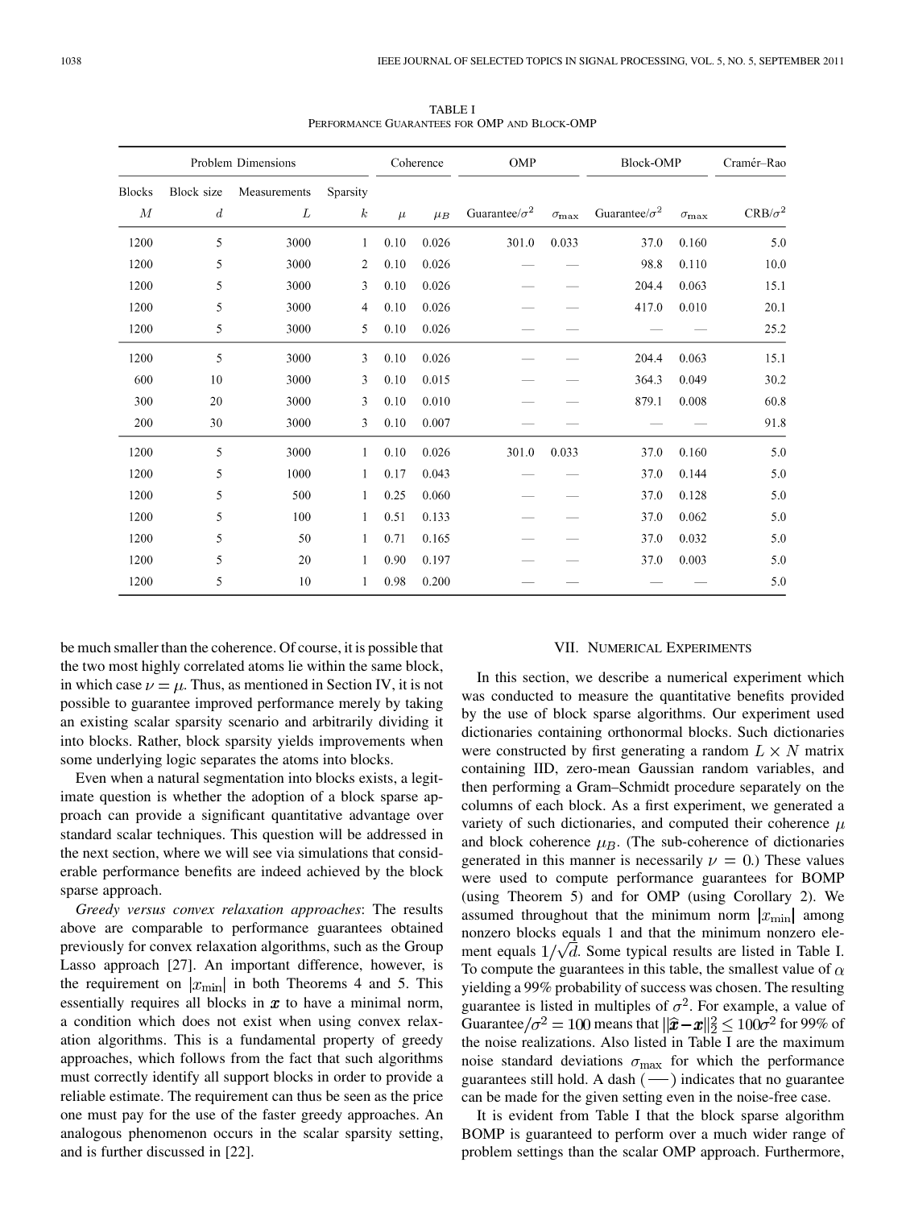TABLE I
PERFORMANCE GUARANTEES FOR OMP AND BLOCK-OMP

| Problem Dimensions | | | | Coherence | | OMP | | Block-OMP | | Cramér–Rao |
|---|---|---|---|---|---|---|---|---|---|---|
| Blocks $M$ | Block size $d$ | Measurements $L$ | Sparsity $k$ | $\mu$ | $\mu_B$ | Guarantee/$\sigma^2$ | $\sigma_{\max}$ | Guarantee/$\sigma^2$ | $\sigma_{\max}$ | CRB/$\sigma^2$ |
| 1200 | 5 | 3000 | 1 | 0.10 | 0.026 | 301.0 | 0.033 | 37.0 | 0.160 | 5.0 |
| 1200 | 5 | 3000 | 2 | 0.10 | 0.026 | — | — | 98.8 | 0.110 | 10.0 |
| 1200 | 5 | 3000 | 3 | 0.10 | 0.026 | — | — | 204.4 | 0.063 | 15.1 |
| 1200 | 5 | 3000 | 4 | 0.10 | 0.026 | — | — | 417.0 | 0.010 | 20.1 |
| 1200 | 5 | 3000 | 5 | 0.10 | 0.026 | — | — | — | — | 25.2 |
| 1200 | 5 | 3000 | 3 | 0.10 | 0.026 | — | — | 204.4 | 0.063 | 15.1 |
| 600 | 10 | 3000 | 3 | 0.10 | 0.015 | — | — | 364.3 | 0.049 | 30.2 |
| 300 | 20 | 3000 | 3 | 0.10 | 0.010 | — | — | 879.1 | 0.008 | 60.8 |
| 200 | 30 | 3000 | 3 | 0.10 | 0.007 | — | — | — | — | 91.8 |
| 1200 | 5 | 3000 | 1 | 0.10 | 0.026 | 301.0 | 0.033 | 37.0 | 0.160 | 5.0 |
| 1200 | 5 | 1000 | 1 | 0.17 | 0.043 | — | — | 37.0 | 0.144 | 5.0 |
| 1200 | 5 | 500 | 1 | 0.25 | 0.060 | — | — | 37.0 | 0.128 | 5.0 |
| 1200 | 5 | 100 | 1 | 0.51 | 0.133 | — | — | 37.0 | 0.062 | 5.0 |
| 1200 | 5 | 50 | 1 | 0.71 | 0.165 | — | — | 37.0 | 0.032 | 5.0 |
| 1200 | 5 | 20 | 1 | 0.90 | 0.197 | — | — | 37.0 | 0.003 | 5.0 |
| 1200 | 5 | 10 | 1 | 0.98 | 0.200 | — | — | — | — | 5.0 |

be much smaller than the coherence. Of course, it is possible that the two most highly correlated atoms lie within the same block, in which case $\nu = \mu$. Thus, as mentioned in Section IV, it is not possible to guarantee improved performance merely by taking an existing scalar sparsity scenario and arbitrarily dividing it into blocks. Rather, block sparsity yields improvements when some underlying logic separates the atoms into blocks.

Even when a natural segmentation into blocks exists, a legitimate question is whether the adoption of a block sparse approach can provide a significant quantitative advantage over standard scalar techniques. This question will be addressed in the next section, where we will see via simulations that considerable performance benefits are indeed achieved by the block sparse approach.

*Greedy versus convex relaxation approaches*: The results above are comparable to performance guarantees obtained previously for convex relaxation algorithms, such as the Group Lasso approach [27]. An important difference, however, is the requirement on $|x_{\min}|$ in both Theorems 4 and 5. This essentially requires all blocks in $\boldsymbol{x}$ to have a minimal norm, a condition which does not exist when using convex relaxation algorithms. This is a fundamental property of greedy approaches, which follows from the fact that such algorithms must correctly identify all support blocks in order to provide a reliable estimate. The requirement can thus be seen as the price one must pay for the use of the faster greedy approaches. An analogous phenomenon occurs in the scalar sparsity setting, and is further discussed in [22].

## VII. Numerical Experiments

In this section, we describe a numerical experiment which was conducted to measure the quantitative benefits provided by the use of block sparse algorithms. Our experiment used dictionaries containing orthonormal blocks. Such dictionaries were constructed by first generating a random $L \times N$ matrix containing IID, zero-mean Gaussian random variables, and then performing a Gram–Schmidt procedure separately on the columns of each block. As a first experiment, we generated a variety of such dictionaries, and computed their coherence $\mu$ and block coherence $\mu_B$. (The sub-coherence of dictionaries generated in this manner is necessarily $\nu = 0$.) These values were used to compute performance guarantees for BOMP (using Theorem 5) and for OMP (using Corollary 2). We assumed throughout that the minimum norm $|x_{\min}|$ among nonzero blocks equals 1 and that the minimum nonzero element equals $1/\sqrt{d}$. Some typical results are listed in Table I. To compute the guarantees in this table, the smallest value of $\alpha$ yielding a 99% probability of success was chosen. The resulting guarantee is listed in multiples of $\sigma^2$. For example, a value of Guarantee$/\sigma^2 = 100$ means that $\|\hat{\boldsymbol{x}} - \boldsymbol{x}\|_2^2 \leq 100\sigma^2$ for 99% of the noise realizations. Also listed in Table I are the maximum noise standard deviations $\sigma_{\max}$ for which the performance guarantees still hold. A dash (—) indicates that no guarantee can be made for the given setting even in the noise-free case.

It is evident from Table I that the block sparse algorithm BOMP is guaranteed to perform over a much wider range of problem settings than the scalar OMP approach. Furthermore,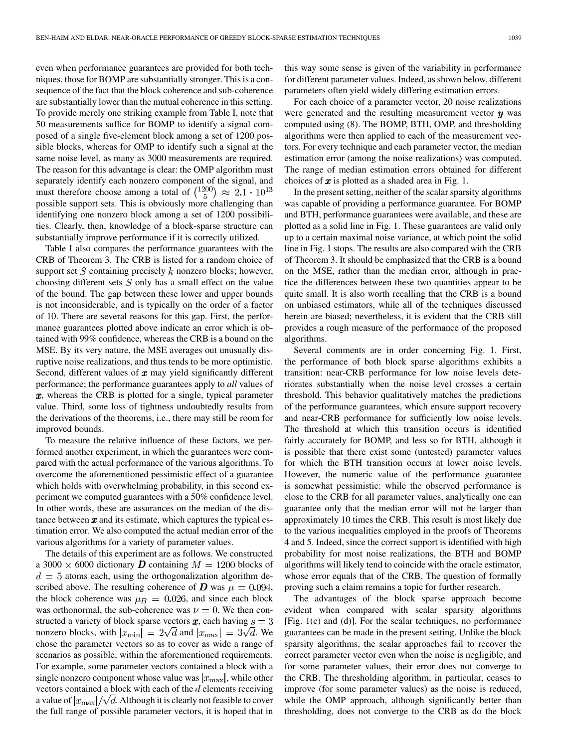even when performance guarantees are provided for both techniques, those for BOMP are substantially stronger. This is a consequence of the fact that the block coherence and sub-coherence are substantially lower than the mutual coherence in this setting. To provide merely one striking example from Table I, note that 50 measurements suffice for BOMP to identify a signal composed of a single five-element block among a set of 1200 possible blocks, whereas for OMP to identify such a signal at the same noise level, as many as 3000 measurements are required. The reason for this advantage is clear: the OMP algorithm must separately identify each nonzero component of the signal, and must therefore choose among a total of $\binom{1200}{5} \approx 2.1 \cdot 10^{13}$ possible support sets. This is obviously more challenging than identifying one nonzero block among a set of 1200 possibilities. Clearly, then, knowledge of a block-sparse structure can substantially improve performance if it is correctly utilized.

Table I also compares the performance guarantees with the CRB of Theorem 3. The CRB is listed for a random choice of support set $S$ containing precisely $k$ nonzero blocks; however, choosing different sets $S$ only has a small effect on the value of the bound. The gap between these lower and upper bounds is not inconsiderable, and is typically on the order of a factor of 10. There are several reasons for this gap. First, the performance guarantees plotted above indicate an error which is obtained with 99% confidence, whereas the CRB is a bound on the MSE. By its very nature, the MSE averages out unusually disruptive noise realizations, and thus tends to be more optimistic. Second, different values of $\boldsymbol{x}$ may yield significantly different performance; the performance guarantees apply to *all* values of $\boldsymbol{x}$, whereas the CRB is plotted for a single, typical parameter value. Third, some loss of tightness undoubtedly results from the derivations of the theorems, i.e., there may still be room for improved bounds.

To measure the relative influence of these factors, we performed another experiment, in which the guarantees were compared with the actual performance of the various algorithms. To overcome the aforementioned pessimistic effect of a guarantee which holds with overwhelming probability, in this second experiment we computed guarantees with a 50% confidence level. In other words, these are assurances on the median of the distance between $\boldsymbol{x}$ and its estimate, which captures the typical estimation error. We also computed the actual median error of the various algorithms for a variety of parameter values.

The details of this experiment are as follows. We constructed a $3000 \times 6000$ dictionary $\boldsymbol{D}$ containing $M = 1200$ blocks of $d = 5$ atoms each, using the orthogonalization algorithm described above. The resulting coherence of $\boldsymbol{D}$ was $\mu = 0.094$, the block coherence was $\mu_B = 0.026$, and since each block was orthonormal, the sub-coherence was $\nu = 0$. We then constructed a variety of block sparse vectors $\boldsymbol{x}$, each having $s = 3$ nonzero blocks, with $|x_{\min}| = 2\sqrt{d}$ and $|x_{\max}| = 3\sqrt{d}$. We chose the parameter vectors so as to cover as wide a range of scenarios as possible, within the aforementioned requirements. For example, some parameter vectors contained a block with a single nonzero component whose value was $|x_{\max}|$, while other vectors contained a block with each of the $d$ elements receiving a value of $|x_{\max}|/\sqrt{d}$. Although it is clearly not feasible to cover the full range of possible parameter vectors, it is hoped that in this way some sense is given of the variability in performance for different parameter values. Indeed, as shown below, different parameters often yield widely differing estimation errors.

For each choice of a parameter vector, 20 noise realizations were generated and the resulting measurement vector $\boldsymbol{y}$ was computed using (8). The BOMP, BTH, OMP, and thresholding algorithms were then applied to each of the measurement vectors. For every technique and each parameter vector, the median estimation error (among the noise realizations) was computed. The range of median estimation errors obtained for different choices of $\boldsymbol{x}$ is plotted as a shaded area in Fig. 1.

In the present setting, neither of the scalar sparsity algorithms was capable of providing a performance guarantee. For BOMP and BTH, performance guarantees were available, and these are plotted as a solid line in Fig. 1. These guarantees are valid only up to a certain maximal noise variance, at which point the solid line in Fig. 1 stops. The results are also compared with the CRB of Theorem 3. It should be emphasized that the CRB is a bound on the MSE, rather than the median error, although in practice the differences between these two quantities appear to be quite small. It is also worth recalling that the CRB is a bound on unbiased estimators, while all of the techniques discussed herein are biased; nevertheless, it is evident that the CRB still provides a rough measure of the performance of the proposed algorithms.

Several comments are in order concerning Fig. 1. First, the performance of both block sparse algorithms exhibits a transition: near-CRB performance for low noise levels deteriorates substantially when the noise level crosses a certain threshold. This behavior qualitatively matches the predictions of the performance guarantees, which ensure support recovery and near-CRB performance for sufficiently low noise levels. The threshold at which this transition occurs is identified fairly accurately for BOMP, and less so for BTH, although it is possible that there exist some (untested) parameter values for which the BTH transition occurs at lower noise levels. However, the numeric value of the performance guarantee is somewhat pessimistic: while the observed performance is close to the CRB for all parameter values, analytically one can guarantee only that the median error will not be larger than approximately 10 times the CRB. This result is most likely due to the various inequalities employed in the proofs of Theorems 4 and 5. Indeed, since the correct support is identified with high probability for most noise realizations, the BTH and BOMP algorithms will likely tend to coincide with the oracle estimator, whose error equals that of the CRB. The question of formally proving such a claim remains a topic for further research.

The advantages of the block sparse approach become evident when compared with scalar sparsity algorithms [Fig. 1(c) and (d)]. For the scalar techniques, no performance guarantees can be made in the present setting. Unlike the block sparsity algorithms, the scalar approaches fail to recover the correct parameter vector even when the noise is negligible, and for some parameter values, their error does not converge to the CRB. The thresholding algorithm, in particular, ceases to improve (for some parameter values) as the noise is reduced, while the OMP approach, although significantly better than thresholding, does not converge to the CRB as do the block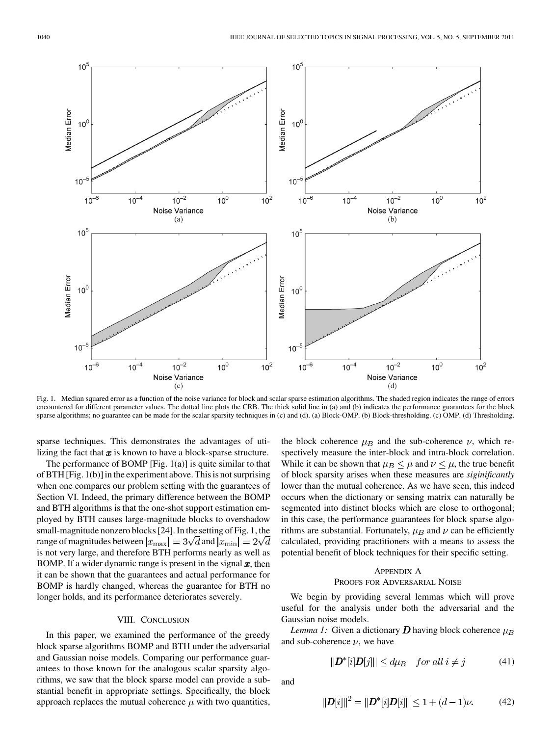Fig. 1. Median squared error as a function of the noise variance for block and scalar sparse estimation algorithms. The shaded region indicates the range of errors encountered for different parameter values. The dotted line plots the CRB. The thick solid line in (a) and (b) indicates the performance guarantees for the block sparse algorithms; no guarantee can be made for the scalar sparsity techniques in (c) and (d). (a) Block-OMP. (b) Block-thresholding. (c) OMP. (d) Thresholding.

sparse techniques. This demonstrates the advantages of utilizing the fact that $\boldsymbol{x}$ is known to have a block-sparse structure.

The performance of BOMP [Fig. 1(a)] is quite similar to that of BTH [Fig. 1(b)] in the experiment above. This is not surprising when one compares our problem setting with the guarantees of Section VI. Indeed, the primary difference between the BOMP and BTH algorithms is that the one-shot support estimation employed by BTH causes large-magnitude blocks to overshadow small-magnitude nonzero blocks [24]. In the setting of Fig. 1, the range of magnitudes between $|x_{\max}| = 3\sqrt{d}$ and $|x_{\min}| = 2\sqrt{d}$ is not very large, and therefore BTH performs nearly as well as BOMP. If a wider dynamic range is present in the signal $\boldsymbol{x}$, then it can be shown that the guarantees and actual performance for BOMP is hardly changed, whereas the guarantee for BTH no longer holds, and its performance deteriorates severely.

## VIII. Conclusion

In this paper, we examined the performance of the greedy block sparse algorithms BOMP and BTH under the adversarial and Gaussian noise models. Comparing our performance guarantees to those known for the analogous scalar sparsity algorithms, we saw that the block sparse model can provide a substantial benefit in appropriate settings. Specifically, the block approach replaces the mutual coherence $\mu$ with two quantities, the block coherence $\mu_B$ and the sub-coherence $\nu$, which respectively measure the inter-block and intra-block correlation. While it can be shown that $\mu_B \leq \mu$ and $\nu \leq \mu$, the true benefit of block sparsity arises when these measures are *siginificantly* lower than the mutual coherence. As we have seen, this indeed occurs when the dictionary or sensing matrix can naturally be segmented into distinct blocks which are close to orthogonal; in this case, the performance guarantees for block sparse algorithms are substantial. Fortunately, $\mu_B$ and $\nu$ can be efficiently calculated, providing practitioners with a means to assess the potential benefit of block techniques for their specific setting.

## Appendix A
## Proofs for Adversarial Noise

We begin by providing several lemmas which will prove useful for the analysis under both the adversarial and the Gaussian noise models.

*Lemma 1:* Given a dictionary $\boldsymbol{D}$ having block coherence $\mu_B$ and sub-coherence $\nu$, we have

$$\|\boldsymbol{D}^*[i]\boldsymbol{D}[j]\| \leq d\mu_B \quad \text{for all } i \neq j \tag{41}$$

and

$$\|\boldsymbol{D}[i]\|^2 = \|\boldsymbol{D}^*[i]\boldsymbol{D}[i]\| \leq 1 + (d-1)\nu. \tag{42}$$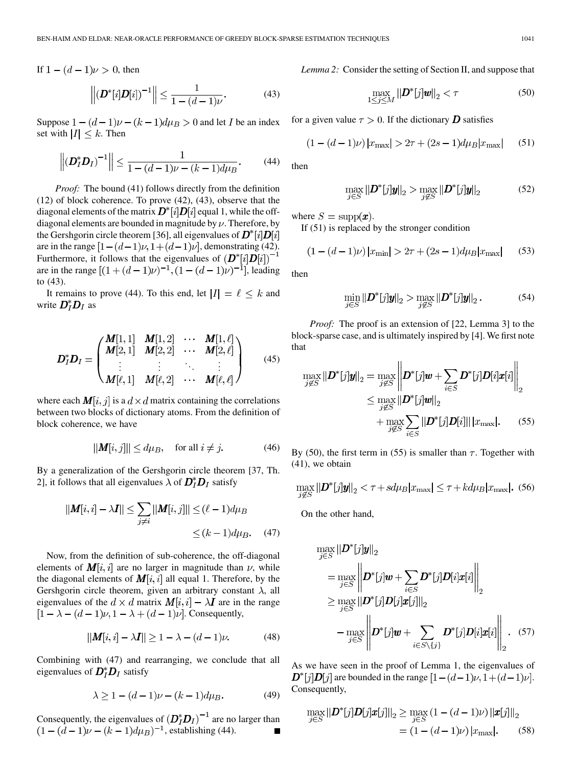If $1-(d-1)\nu > 0$, then

$$\left\| \left(\boldsymbol{D}^*[i]\boldsymbol{D}[i]\right)^{-1} \right\| \le \frac{1}{1-(d-1)\nu}. \tag{43}$$

Suppose $1-(d-1)\nu-(k-1)d\mu_B > 0$ and let $I$ be an index set with $|I| \le k$. Then

$$\left\| \left(\boldsymbol{D}_I^*\boldsymbol{D}_I\right)^{-1} \right\| \le \frac{1}{1-(d-1)\nu-(k-1)d\mu_B}. \tag{44}$$

*Proof:* The bound (41) follows directly from the definition (12) of block coherence. To prove (42), (43), observe that the diagonal elements of the matrix $\boldsymbol{D}^*[i]\boldsymbol{D}[i]$ equal 1, while the off-diagonal elements are bounded in magnitude by $\nu$. Therefore, by the Gershgorin circle theorem [36], all eigenvalues of $\boldsymbol{D}^*[i]\boldsymbol{D}[i]$ are in the range $[1-(d-1)\nu, 1+(d-1)\nu]$, demonstrating (42). Furthermore, it follows that the eigenvalues of $\left(\boldsymbol{D}^*[i]\boldsymbol{D}[i]\right)^{-1}$ are in the range $[(1+(d-1)\nu)^{-1}, (1-(d-1)\nu)^{-1}]$, leading to (43).

It remains to prove (44). To this end, let $|I| = \ell \le k$ and write $\boldsymbol{D}_I^*\boldsymbol{D}_I$ as

$$\boldsymbol{D}_I^*\boldsymbol{D}_I = \begin{pmatrix} \boldsymbol{M}[1,1] & \boldsymbol{M}[1,2] & \cdots & \boldsymbol{M}[1,\ell] \\ \boldsymbol{M}[2,1] & \boldsymbol{M}[2,2] & \cdots & \boldsymbol{M}[2,\ell] \\ \vdots & \vdots & \ddots & \vdots \\ \boldsymbol{M}[\ell,1] & \boldsymbol{M}[\ell,2] & \cdots & \boldsymbol{M}[\ell,\ell] \end{pmatrix} \tag{45}$$

where each $\boldsymbol{M}[i,j]$ is a $d \times d$ matrix containing the correlations between two blocks of dictionary atoms. From the definition of block coherence, we have

$$\|\boldsymbol{M}[i,j]\| \le d\mu_B, \quad \text{for all } i \ne j. \tag{46}$$

By a generalization of the Gershgorin circle theorem [37, Th. 2], it follows that all eigenvalues $\lambda$ of $\boldsymbol{D}_I^*\boldsymbol{D}_I$ satisfy

$$\begin{aligned} \|\boldsymbol{M}[i,i] - \lambda \boldsymbol{I}\| &\le \sum_{j \ne i} \|\boldsymbol{M}[i,j]\| \le (\ell-1)d\mu_B \\ &\le (k-1)d\mu_B. \end{aligned} \tag{47}$$

Now, from the definition of sub-coherence, the off-diagonal elements of $\boldsymbol{M}[i,i]$ are no larger in magnitude than $\nu$, while the diagonal elements of $\boldsymbol{M}[i,i]$ all equal 1. Therefore, by the Gershgorin circle theorem, given an arbitrary constant $\lambda$, all eigenvalues of the $d \times d$ matrix $\boldsymbol{M}[i,i] - \lambda \boldsymbol{I}$ are in the range $[1-\lambda-(d-1)\nu, 1-\lambda+(d-1)\nu]$. Consequently,

$$\|\boldsymbol{M}[i,i] - \lambda \boldsymbol{I}\| \ge 1-\lambda-(d-1)\nu. \tag{48}$$

Combining with (47) and rearranging, we conclude that all eigenvalues of $\boldsymbol{D}_I^*\boldsymbol{D}_I$ satisfy

$$\lambda \ge 1-(d-1)\nu-(k-1)d\mu_B. \tag{49}$$

Consequently, the eigenvalues of $\left(\boldsymbol{D}_I^*\boldsymbol{D}_I\right)^{-1}$ are no larger than $(1-(d-1)\nu-(k-1)d\mu_B)^{-1}$, establishing (44). ∎

*Lemma 2:* Consider the setting of Section II, and suppose that

$$\max_{1 \le j \le M} \|\boldsymbol{D}^*[j]\boldsymbol{w}\|_2 < \tau \tag{50}$$

for a given value $\tau > 0$. If the dictionary $\boldsymbol{D}$ satisfies

$$(1-(d-1)\nu)\,|x_{\max}| > 2\tau + (2s-1)d\mu_B|x_{\max}| \tag{51}$$

then

$$\max_{j \in S} \|\boldsymbol{D}^*[j]\boldsymbol{y}\|_2 > \max_{j \notin S} \|\boldsymbol{D}^*[j]\boldsymbol{y}\|_2 \tag{52}$$

where $S = \mathrm{supp}(\boldsymbol{x})$.

If (51) is replaced by the stronger condition

$$(1-(d-1)\nu)\,|x_{\min}| > 2\tau + (2s-1)d\mu_B|x_{\max}| \tag{53}$$

then

$$\min_{j \in S} \|\boldsymbol{D}^*[j]\boldsymbol{y}\|_2 > \max_{j \notin S} \|\boldsymbol{D}^*[j]\boldsymbol{y}\|_2. \tag{54}$$

*Proof:* The proof is an extension of [22, Lemma 3] to the block-sparse case, and is ultimately inspired by [4]. We first note that

$$\begin{aligned} \max_{j \notin S} \|\boldsymbol{D}^*[j]\boldsymbol{y}\|_2 &= \max_{j \notin S} \left\| \boldsymbol{D}^*[j]\boldsymbol{w} + \sum_{i \in S} \boldsymbol{D}^*[j]\boldsymbol{D}[i]\boldsymbol{x}[i] \right\|_2 \\ &\le \max_{j \notin S} \|\boldsymbol{D}^*[j]\boldsymbol{w}\|_2 \\ &\quad + \max_{j \notin S} \sum_{i \in S} \|\boldsymbol{D}^*[j]\boldsymbol{D}[i]\|\,|x_{\max}|. \end{aligned} \tag{55}$$

By (50), the first term in (55) is smaller than $\tau$. Together with (41), we obtain

$$\max_{j \notin S} \|\boldsymbol{D}^*[j]\boldsymbol{y}\|_2 < \tau + sd\mu_B|x_{\max}| \le \tau + kd\mu_B|x_{\max}|. \tag{56}$$

On the other hand,

$$\begin{aligned} &\max_{j \in S} \|\boldsymbol{D}^*[j]\boldsymbol{y}\|_2 \\ &\quad = \max_{j \in S} \left\| \boldsymbol{D}^*[j]\boldsymbol{w} + \sum_{i \in S} \boldsymbol{D}^*[j]\boldsymbol{D}[i]\boldsymbol{x}[i] \right\|_2 \\ &\quad \ge \max_{j \in S} \|\boldsymbol{D}^*[j]\boldsymbol{D}[j]\boldsymbol{x}[j]\|_2 \\ &\qquad - \max_{j \in S} \left\| \boldsymbol{D}^*[j]\boldsymbol{w} + \sum_{i \in S \setminus \{j\}} \boldsymbol{D}^*[j]\boldsymbol{D}[i]\boldsymbol{x}[i] \right\|_2. \end{aligned} \tag{57}$$

As we have seen in the proof of Lemma 1, the eigenvalues of $\boldsymbol{D}^*[j]\boldsymbol{D}[j]$ are bounded in the range $[1-(d-1)\nu, 1+(d-1)\nu]$. Consequently,

$$\begin{aligned} \max_{j \in S} \|\boldsymbol{D}^*[j]\boldsymbol{D}[j]\boldsymbol{x}[j]\|_2 &\ge \max_{j \in S} (1-(d-1)\nu)\,\|\boldsymbol{x}[j]\|_2 \\ &= (1-(d-1)\nu)\,|x_{\max}|. \end{aligned} \tag{58}$$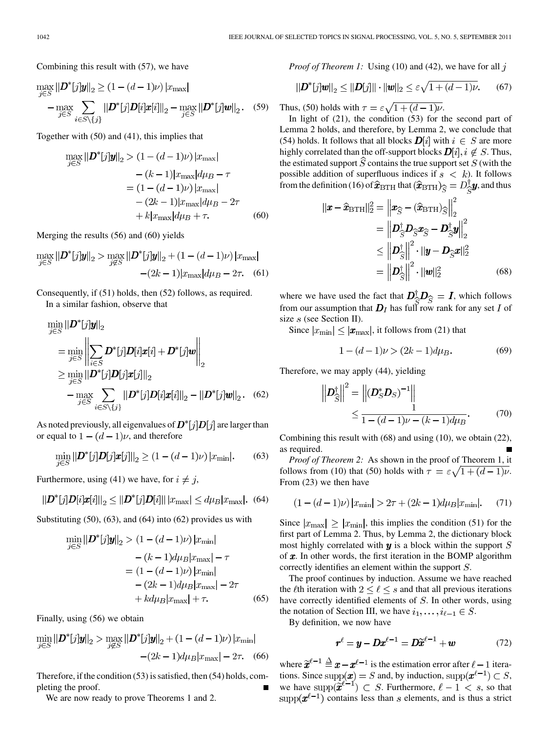Combining this result with (57), we have

$$\max_{j \in S} \|\boldsymbol{D}^*[j]\boldsymbol{y}\|_2 \geq (1-(d-1)\nu)\,|x_{\max}| - \max_{j \in S} \sum_{i \in S \setminus \{j\}} \|\boldsymbol{D}^*[j]\boldsymbol{D}[i]\boldsymbol{x}[i]\|_2 - \max_{j \in S} \|\boldsymbol{D}^*[j]\boldsymbol{w}\|_2. \quad (59)$$

Together with (50) and (41), this implies that

$$\begin{aligned}\max_{j \in S} \|\boldsymbol{D}^*[j]\boldsymbol{y}\|_2 &> (1-(d-1)\nu)\,|x_{\max}| - (k-1)|x_{\max}|d\mu_B - \tau \\ &= (1-(d-1)\nu)\,|x_{\max}| - (2k-1)|x_{\max}|d\mu_B - 2\tau + k|x_{\max}|d\mu_B + \tau. \end{aligned} \quad (60)$$

Merging the results (56) and (60) yields

$$\max_{j \in S} \|\boldsymbol{D}^*[j]\boldsymbol{y}\|_2 > \max_{j \notin S} \|\boldsymbol{D}^*[j]\boldsymbol{y}\|_2 + (1-(d-1)\nu)\,|x_{\max}| - (2k-1)|x_{\max}|d\mu_B - 2\tau. \quad (61)$$

Consequently, if (51) holds, then (52) follows, as required.

In a similar fashion, observe that

$$\begin{aligned}\min_{j \in S} \|\boldsymbol{D}^*[j]\boldsymbol{y}\|_2 &= \min_{j \in S} \left\| \sum_{i \in S} \boldsymbol{D}^*[j]\boldsymbol{D}[i]\boldsymbol{x}[i] + \boldsymbol{D}^*[j]\boldsymbol{w} \right\|_2 \\ &\geq \min_{j \in S} \|\boldsymbol{D}^*[j]\boldsymbol{D}[j]\boldsymbol{x}[j]\|_2 - \max_{j \in S} \sum_{i \in S \setminus \{j\}} \|\boldsymbol{D}^*[j]\boldsymbol{D}[i]\boldsymbol{x}[i]\|_2 - \|\boldsymbol{D}^*[j]\boldsymbol{w}\|_2. \end{aligned} \quad (62)$$

As noted previously, all eigenvalues of $\boldsymbol{D}^*[j]\boldsymbol{D}[j]$ are larger than or equal to $1-(d-1)\nu$, and therefore

$$\min_{j \in S} \|\boldsymbol{D}^*[j]\boldsymbol{D}[j]\boldsymbol{x}[j]\|_2 \geq (1-(d-1)\nu)\,|x_{\min}|. \quad (63)$$

Furthermore, using (41) we have, for $i \neq j$,

$$\|\boldsymbol{D}^*[j]\boldsymbol{D}[i]\boldsymbol{x}[i]\|_2 \leq \|\boldsymbol{D}^*[j]\boldsymbol{D}[i]\|\,|x_{\max}| \leq d\mu_B|x_{\max}|. \quad (64)$$

Substituting (50), (63), and (64) into (62) provides us with

$$\begin{aligned}\min_{j \in S} \|\boldsymbol{D}^*[j]\boldsymbol{y}\|_2 &> (1-(d-1)\nu)\,|x_{\min}| - (k-1)d\mu_B|x_{\max}| - \tau \\ &= (1-(d-1)\nu)\,|x_{\min}| - (2k-1)d\mu_B|x_{\max}| - 2\tau + kd\mu_B|x_{\max}| + \tau. \end{aligned} \quad (65)$$

Finally, using (56) we obtain

$$\min_{j \in S} \|\boldsymbol{D}^*[j]\boldsymbol{y}\|_2 > \max_{j \notin S} \|\boldsymbol{D}^*[j]\boldsymbol{y}\|_2 + (1-(d-1)\nu)\,|x_{\min}| - (2k-1)d\mu_B|x_{\max}| - 2\tau. \quad (66)$$

Therefore, if the condition (53) is satisfied, then (54) holds, completing the proof. ∎

We are now ready to prove Theorems 1 and 2.

*Proof of Theorem 1:* Using (10) and (42), we have for all $j$

$$\|\boldsymbol{D}^*[j]\boldsymbol{w}\|_2 \leq \|\boldsymbol{D}[j]\| \cdot \|\boldsymbol{w}\|_2 \leq \varepsilon\sqrt{1+(d-1)\nu}. \quad (67)$$

Thus, (50) holds with $\tau = \varepsilon\sqrt{1+(d-1)\nu}$.

In light of (21), the condition (53) for the second part of Lemma 2 holds, and therefore, by Lemma 2, we conclude that (54) holds. It follows that all blocks $\boldsymbol{D}[i]$ with $i \in S$ are more highly correlated than the off-support blocks $\boldsymbol{D}[i], i \notin S$. Thus, the estimated support $\widehat{S}$ contains the true support set $S$ (with the possible addition of superfluous indices if $s < k$). It follows from the definition (16) of $\widehat{\boldsymbol{x}}_{\mathrm{BTH}}$ that $(\widehat{\boldsymbol{x}}_{\mathrm{BTH}})_{\widehat{S}} = D^{\dagger}_{\widehat{S}}\boldsymbol{y}$, and thus

$$\begin{aligned}\|\boldsymbol{x} - \widehat{\boldsymbol{x}}_{\mathrm{BTH}}\|_2^2 &= \left\|\boldsymbol{x}_{\widehat{S}} - (\widehat{\boldsymbol{x}}_{\mathrm{BTH}})_{\widehat{S}}\right\|_2^2 \\ &= \left\|\boldsymbol{D}^{\dagger}_{\widehat{S}}\boldsymbol{D}_{\widehat{S}}\boldsymbol{x}_{\widehat{S}} - \boldsymbol{D}^{\dagger}_{\widehat{S}}\boldsymbol{y}\right\|_2^2 \\ &\leq \left\|\boldsymbol{D}^{\dagger}_{\widehat{S}}\right\|^2 \cdot \|\boldsymbol{y} - \boldsymbol{D}_{\widehat{S}}\boldsymbol{x}\|_2^2 \\ &= \left\|\boldsymbol{D}^{\dagger}_{\widehat{S}}\right\|^2 \cdot \|\boldsymbol{w}\|_2^2 \end{aligned} \quad (68)$$

where we have used the fact that $\boldsymbol{D}^{\dagger}_{\widehat{S}}\boldsymbol{D}_{\widehat{S}} = \boldsymbol{I}$, which follows from our assumption that $\boldsymbol{D}_I$ has full row rank for any set $I$ of size $s$ (see Section II).

Since $|x_{\min}| \leq |\boldsymbol{x}_{\max}|$, it follows from (21) that

$$1-(d-1)\nu > (2k-1)d\mu_B. \quad (69)$$

Therefore, we may apply (44), yielding

$$\left\|\boldsymbol{D}^{\dagger}_{\widehat{S}}\right\|^2 = \left\|(\boldsymbol{D}_S^*\boldsymbol{D}_S)^{-1}\right\| \leq \frac{1}{1-(d-1)\nu-(k-1)d\mu_B}. \quad (70)$$

Combining this result with (68) and using (10), we obtain (22), as required. ∎

*Proof of Theorem 2:* As shown in the proof of Theorem 1, it follows from (10) that (50) holds with $\tau = \varepsilon\sqrt{1+(d-1)\nu}$. From (23) we then have

$$(1-(d-1)\nu)\,|x_{\min}| > 2\tau + (2k-1)d\mu_B|x_{\min}|. \quad (71)$$

Since $|x_{\max}| \geq |x_{\min}|$, this implies the condition (51) for the first part of Lemma 2. Thus, by Lemma 2, the dictionary block most highly correlated with $\boldsymbol{y}$ is a block within the support $S$ of $\boldsymbol{x}$. In other words, the first iteration in the BOMP algorithm correctly identifies an element within the support $S$.

The proof continues by induction. Assume we have reached the $\ell$th iteration with $2 \leq \ell \leq s$ and that all previous iterations have correctly identified elements of $S$. In other words, using the notation of Section III, we have $i_1, \ldots, i_{\ell-1} \in S$.

By definition, we now have

$$\boldsymbol{r}^{\ell} = \boldsymbol{y} - \boldsymbol{D}\boldsymbol{x}^{\ell-1} = \boldsymbol{D}\widetilde{\boldsymbol{x}}^{\ell-1} + \boldsymbol{w} \quad (72)$$

where $\widetilde{\boldsymbol{x}}^{\ell-1} \triangleq \boldsymbol{x} - \boldsymbol{x}^{\ell-1}$ is the estimation error after $\ell-1$ iterations. Since $\mathrm{supp}(\boldsymbol{x}) = S$ and, by induction, $\mathrm{supp}(\boldsymbol{x}^{\ell-1}) \subset S$, we have $\mathrm{supp}(\widetilde{\boldsymbol{x}}^{\ell-1}) \subset S$. Furthermore, $\ell - 1 < s$, so that $\mathrm{supp}(\boldsymbol{x}^{\ell-1})$ contains less than $s$ elements, and is thus a strict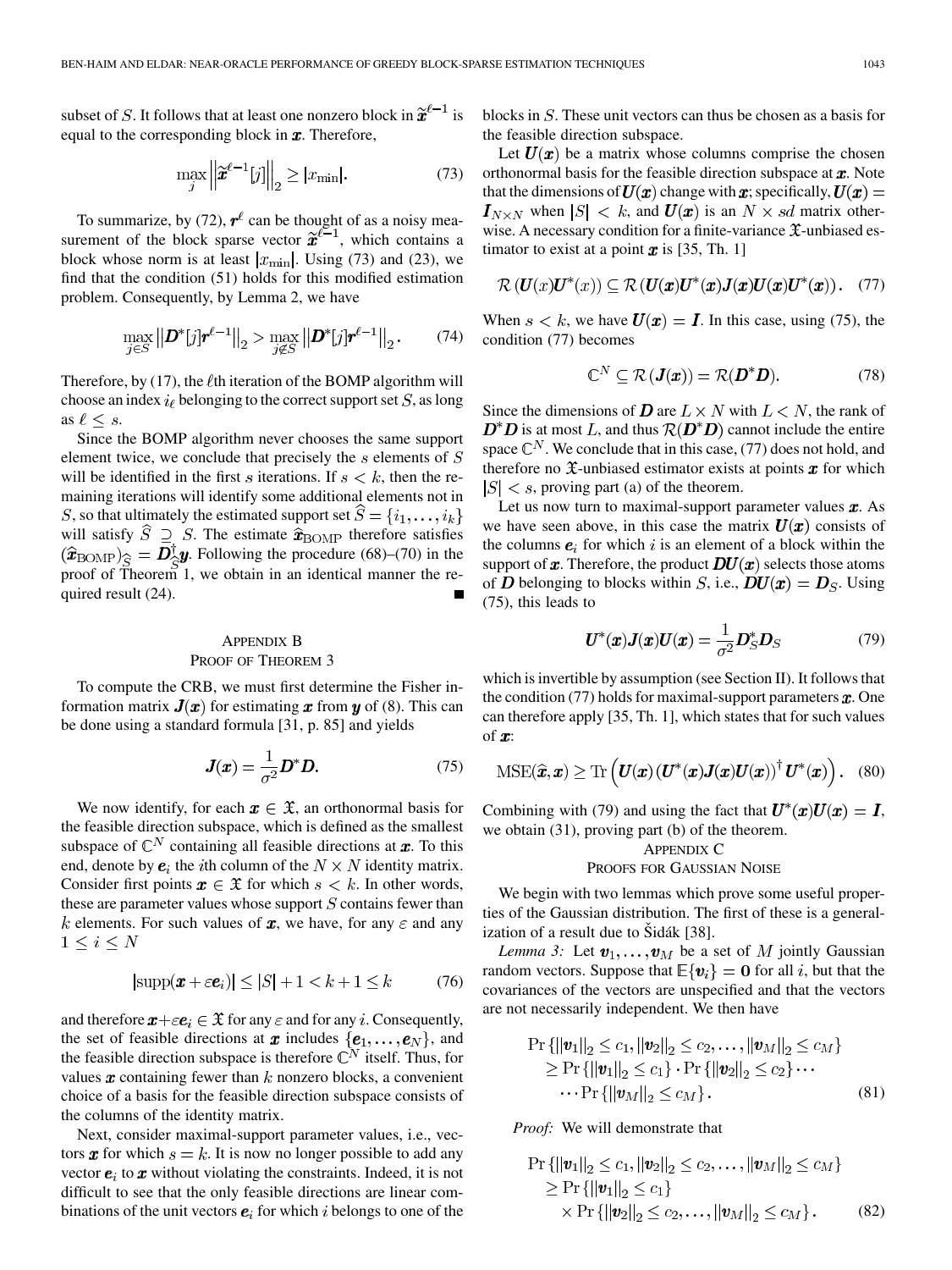subset of $S$. It follows that at least one nonzero block in $\widetilde{\boldsymbol{x}}^{\ell-1}$ is equal to the corresponding block in $\boldsymbol{x}$. Therefore,

$$\max_j \left\|\widetilde{\boldsymbol{x}}^{\ell-1}[j]\right\|_2 \geq |x_{\min}|. \tag{73}$$

To summarize, by (72), $\boldsymbol{r}^\ell$ can be thought of as a noisy measurement of the block sparse vector $\widetilde{\boldsymbol{x}}^{\ell-1}$, which contains a block whose norm is at least $|x_{\min}|$. Using (73) and (23), we find that the condition (51) holds for this modified estimation problem. Consequently, by Lemma 2, we have

$$\max_{j\in S} \left\|\boldsymbol{D}^*[j]\boldsymbol{r}^{\ell-1}\right\|_2 > \max_{j\notin S} \left\|\boldsymbol{D}^*[j]\boldsymbol{r}^{\ell-1}\right\|_2. \tag{74}$$

Therefore, by (17), the $\ell$th iteration of the BOMP algorithm will choose an index $i_\ell$ belonging to the correct support set $S$, as long as $\ell \leq s$.

Since the BOMP algorithm never chooses the same support element twice, we conclude that precisely the $s$ elements of $S$ will be identified in the first $s$ iterations. If $s < k$, then the remaining iterations will identify some additional elements not in $S$, so that ultimately the estimated support set $\widehat{S} = \{i_1, \ldots, i_k\}$ will satisfy $\widehat{S} \supseteq S$. The estimate $\widehat{\boldsymbol{x}}_{\mathrm{BOMP}}$ therefore satisfies $(\widehat{\boldsymbol{x}}_{\mathrm{BOMP}})_{\widehat{S}} = \boldsymbol{D}_{\widehat{S}}^\dagger \boldsymbol{y}$. Following the procedure (68)–(70) in the proof of Theorem 1, we obtain in an identical manner the required result (24). ∎

## Appendix B
## Proof of Theorem 3

To compute the CRB, we must first determine the Fisher information matrix $\boldsymbol{J}(\boldsymbol{x})$ for estimating $\boldsymbol{x}$ from $\boldsymbol{y}$ of (8). This can be done using a standard formula [31, p. 85] and yields

$$\boldsymbol{J}(\boldsymbol{x}) = \frac{1}{\sigma^2}\boldsymbol{D}^*\boldsymbol{D}. \tag{75}$$

We now identify, for each $\boldsymbol{x} \in \mathfrak{X}$, an orthonormal basis for the feasible direction subspace, which is defined as the smallest subspace of $\mathbb{C}^N$ containing all feasible directions at $\boldsymbol{x}$. To this end, denote by $\boldsymbol{e}_i$ the $i$th column of the $N \times N$ identity matrix. Consider first points $\boldsymbol{x} \in \mathfrak{X}$ for which $s < k$. In other words, these are parameter values whose support $S$ contains fewer than $k$ elements. For such values of $\boldsymbol{x}$, we have, for any $\varepsilon$ and any $1 \leq i \leq N$

$$|\mathrm{supp}(\boldsymbol{x}+\varepsilon\boldsymbol{e}_i)| \leq |S|+1 < k+1 \leq k \tag{76}$$

and therefore $\boldsymbol{x}+\varepsilon\boldsymbol{e}_i \in \mathfrak{X}$ for any $\varepsilon$ and for any $i$. Consequently, the set of feasible directions at $\boldsymbol{x}$ includes $\{\boldsymbol{e}_1, \ldots, \boldsymbol{e}_N\}$, and the feasible direction subspace is therefore $\mathbb{C}^N$ itself. Thus, for values $\boldsymbol{x}$ containing fewer than $k$ nonzero blocks, a convenient choice of a basis for the feasible direction subspace consists of the columns of the identity matrix.

Next, consider maximal-support parameter values, i.e., vectors $\boldsymbol{x}$ for which $s = k$. It is now no longer possible to add any vector $\boldsymbol{e}_i$ to $\boldsymbol{x}$ without violating the constraints. Indeed, it is not difficult to see that the only feasible directions are linear combinations of the unit vectors $\boldsymbol{e}_i$ for which $i$ belongs to one of the blocks in $S$. These unit vectors can thus be chosen as a basis for the feasible direction subspace.

Let $\boldsymbol{U}(\boldsymbol{x})$ be a matrix whose columns comprise the chosen orthonormal basis for the feasible direction subspace at $\boldsymbol{x}$. Note that the dimensions of $\boldsymbol{U}(\boldsymbol{x})$ change with $\boldsymbol{x}$; specifically, $\boldsymbol{U}(\boldsymbol{x}) = \boldsymbol{I}_{N\times N}$ when $|S| < k$, and $\boldsymbol{U}(\boldsymbol{x})$ is an $N \times sd$ matrix otherwise. A necessary condition for a finite-variance $\mathfrak{X}$-unbiased estimator to exist at a point $\boldsymbol{x}$ is [35, Th. 1]

$$\mathcal{R}\left(\boldsymbol{U}(x)\boldsymbol{U}^*(x)\right) \subseteq \mathcal{R}\left(\boldsymbol{U}(\boldsymbol{x})\boldsymbol{U}^*(\boldsymbol{x})\boldsymbol{J}(\boldsymbol{x})\boldsymbol{U}(\boldsymbol{x})\boldsymbol{U}^*(\boldsymbol{x})\right). \tag{77}$$

When $s < k$, we have $\boldsymbol{U}(\boldsymbol{x}) = \boldsymbol{I}$. In this case, using (75), the condition (77) becomes

$$\mathbb{C}^N \subseteq \mathcal{R}\left(\boldsymbol{J}(\boldsymbol{x})\right) = \mathcal{R}(\boldsymbol{D}^*\boldsymbol{D}). \tag{78}$$

Since the dimensions of $\boldsymbol{D}$ are $L \times N$ with $L < N$, the rank of $\boldsymbol{D}^*\boldsymbol{D}$ is at most $L$, and thus $\mathcal{R}(\boldsymbol{D}^*\boldsymbol{D})$ cannot include the entire space $\mathbb{C}^N$. We conclude that in this case, (77) does not hold, and therefore no $\mathfrak{X}$-unbiased estimator exists at points $\boldsymbol{x}$ for which $|S| < s$, proving part (a) of the theorem.

Let us now turn to maximal-support parameter values $\boldsymbol{x}$. As we have seen above, in this case the matrix $\boldsymbol{U}(\boldsymbol{x})$ consists of the columns $\boldsymbol{e}_i$ for which $i$ is an element of a block within the support of $\boldsymbol{x}$. Therefore, the product $\boldsymbol{D}\boldsymbol{U}(\boldsymbol{x})$ selects those atoms of $\boldsymbol{D}$ belonging to blocks within $S$, i.e., $\boldsymbol{D}\boldsymbol{U}(\boldsymbol{x}) = \boldsymbol{D}_S$. Using (75), this leads to

$$\boldsymbol{U}^*(\boldsymbol{x})\boldsymbol{J}(\boldsymbol{x})\boldsymbol{U}(\boldsymbol{x}) = \frac{1}{\sigma^2}\boldsymbol{D}_S^*\boldsymbol{D}_S \tag{79}$$

which is invertible by assumption (see Section II). It follows that the condition (77) holds for maximal-support parameters $\boldsymbol{x}$. One can therefore apply [35, Th. 1], which states that for such values of $\boldsymbol{x}$:

$$\mathrm{MSE}(\widehat{\boldsymbol{x}}, \boldsymbol{x}) \geq \mathrm{Tr}\left(\boldsymbol{U}(\boldsymbol{x})\left(\boldsymbol{U}^*(\boldsymbol{x})\boldsymbol{J}(\boldsymbol{x})\boldsymbol{U}(\boldsymbol{x})\right)^\dagger \boldsymbol{U}^*(\boldsymbol{x})\right). \tag{80}$$

Combining with (79) and using the fact that $\boldsymbol{U}^*(\boldsymbol{x})\boldsymbol{U}(\boldsymbol{x}) = \boldsymbol{I}$, we obtain (31), proving part (b) of the theorem.

## Appendix C
## Proofs for Gaussian Noise

We begin with two lemmas which prove some useful properties of the Gaussian distribution. The first of these is a generalization of a result due to Šidák [38].

*Lemma 3:* Let $\boldsymbol{v}_1, \ldots, \boldsymbol{v}_M$ be a set of $M$ jointly Gaussian random vectors. Suppose that $\mathbb{E}\{\boldsymbol{v}_i\} = \boldsymbol{0}$ for all $i$, but that the covariances of the vectors are unspecified and that the vectors are not necessarily independent. We then have

$$\begin{aligned}
&\Pr\{\|\boldsymbol{v}_1\|_2 \leq c_1, \|\boldsymbol{v}_2\|_2 \leq c_2, \ldots, \|\boldsymbol{v}_M\|_2 \leq c_M\} \\
&\quad\geq \Pr\{\|\boldsymbol{v}_1\|_2 \leq c_1\} \cdot \Pr\{\|\boldsymbol{v}_2\|_2 \leq c_2\} \cdots \\
&\quad\quad \cdots \Pr\{\|\boldsymbol{v}_M\|_2 \leq c_M\}.
\end{aligned} \tag{81}$$

*Proof:* We will demonstrate that

$$\begin{aligned}
&\Pr\{\|\boldsymbol{v}_1\|_2 \leq c_1, \|\boldsymbol{v}_2\|_2 \leq c_2, \ldots, \|\boldsymbol{v}_M\|_2 \leq c_M\} \\
&\quad\geq \Pr\{\|\boldsymbol{v}_1\|_2 \leq c_1\} \\
&\quad\quad \times \Pr\{\|\boldsymbol{v}_2\|_2 \leq c_2, \ldots, \|\boldsymbol{v}_M\|_2 \leq c_M\}.
\end{aligned} \tag{82}$$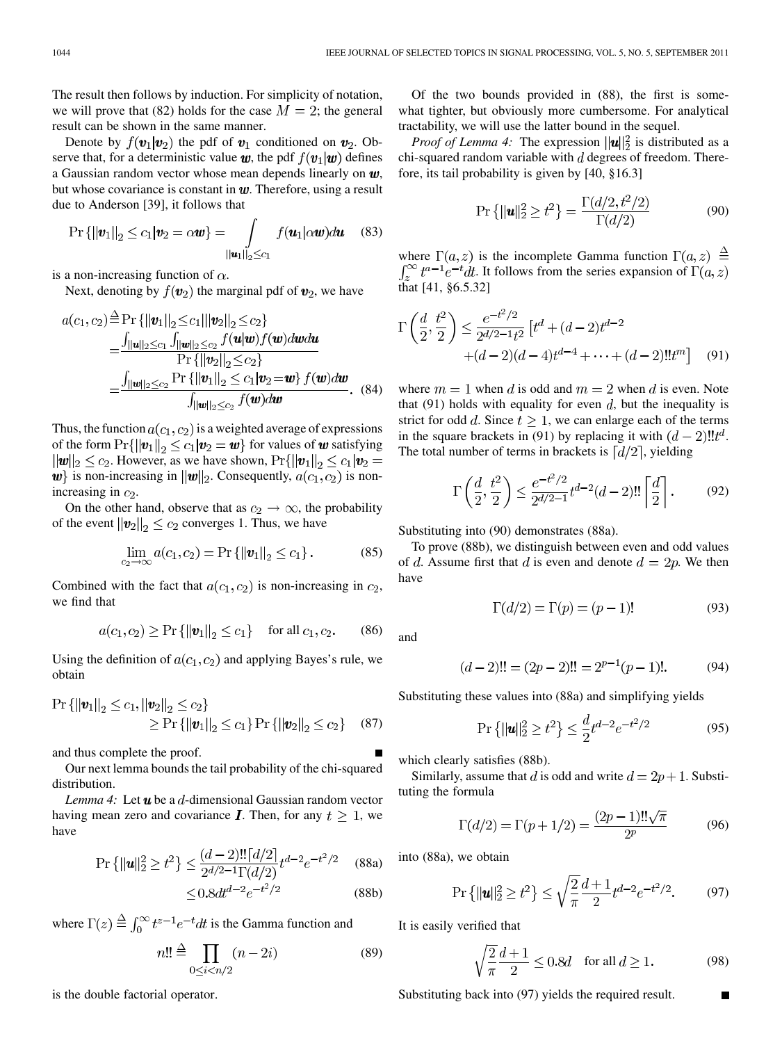The result then follows by induction. For simplicity of notation, we will prove that (82) holds for the case $M=2$; the general result can be shown in the same manner.

Denote by $f(\boldsymbol{v}_1|\boldsymbol{v}_2)$ the pdf of $\boldsymbol{v}_1$ conditioned on $\boldsymbol{v}_2$. Observe that, for a deterministic value $\boldsymbol{w}$, the pdf $f(\boldsymbol{v}_1|\boldsymbol{w})$ defines a Gaussian random vector whose mean depends linearly on $\boldsymbol{w}$, but whose covariance is constant in $\boldsymbol{w}$. Therefore, using a result due to Anderson [39], it follows that

$$\Pr\{\|\boldsymbol{v}_1\|_2 \le c_1 | \boldsymbol{v}_2 = \alpha \boldsymbol{w}\} = \int_{\|\boldsymbol{u}_1\|_2 \le c_1} f(\boldsymbol{u}_1|\alpha\boldsymbol{w}) d\boldsymbol{u} \quad (83)$$

is a non-increasing function of $\alpha$.

Next, denoting by $f(\boldsymbol{v}_2)$ the marginal pdf of $\boldsymbol{v}_2$, we have

$$\begin{aligned} a(c_1,c_2) &\triangleq \Pr\{\|\boldsymbol{v}_1\|_2 \le c_1 | \|\boldsymbol{v}_2\|_2 \le c_2\} \\ &= \frac{\int_{\|\boldsymbol{u}\|_2\le c_1}\int_{\|\boldsymbol{w}\|_2\le c_2} f(\boldsymbol{u}|\boldsymbol{w})f(\boldsymbol{w})d\boldsymbol{w}d\boldsymbol{u}}{\Pr\{\|\boldsymbol{v}_2\|_2 \le c_2\}} \\ &= \frac{\int_{\|\boldsymbol{w}\|_2\le c_2} \Pr\{\|\boldsymbol{v}_1\|_2 \le c_1 | \boldsymbol{v}_2 = \boldsymbol{w}\} f(\boldsymbol{w}) d\boldsymbol{w}}{\int_{\|\boldsymbol{w}\|_2\le c_2} f(\boldsymbol{w})d\boldsymbol{w}}. \quad (84) \end{aligned}$$

Thus, the function $a(c_1,c_2)$ is a weighted average of expressions of the form $\Pr\{\|\boldsymbol{v}_1\|_2 \le c_1 | \boldsymbol{v}_2 = \boldsymbol{w}\}$ for values of $\boldsymbol{w}$ satisfying $\|\boldsymbol{w}\|_2 \le c_2$. However, as we have shown, $\Pr\{\|\boldsymbol{v}_1\|_2 \le c_1 | \boldsymbol{v}_2 = \boldsymbol{w}\}$ is non-increasing in $\|\boldsymbol{w}\|_2$. Consequently, $a(c_1,c_2)$ is non-increasing in $c_2$.

On the other hand, observe that as $c_2 \to \infty$, the probability of the event $\|\boldsymbol{v}_2\|_2 \le c_2$ converges 1. Thus, we have

$$\lim_{c_2\to\infty} a(c_1,c_2) = \Pr\{\|\boldsymbol{v}_1\|_2 \le c_1\}. \quad (85)$$

Combined with the fact that $a(c_1,c_2)$ is non-increasing in $c_2$, we find that

$$a(c_1,c_2) \ge \Pr\{\|\boldsymbol{v}_1\|_2 \le c_1\} \quad \text{for all } c_1, c_2. \quad (86)$$

Using the definition of $a(c_1,c_2)$ and applying Bayes's rule, we obtain

$$\Pr\{\|\boldsymbol{v}_1\|_2 \le c_1, \|\boldsymbol{v}_2\|_2 \le c_2\} \ge \Pr\{\|\boldsymbol{v}_1\|_2 \le c_1\}\Pr\{\|\boldsymbol{v}_2\|_2 \le c_2\} \quad (87)$$

and thus complete the proof. ∎

Our next lemma bounds the tail probability of the chi-squared distribution.

*Lemma 4:* Let $\boldsymbol{u}$ be a $d$-dimensional Gaussian random vector having mean zero and covariance $\boldsymbol{I}$. Then, for any $t \ge 1$, we have

$$\begin{aligned} \Pr\{\|\boldsymbol{u}\|_2^2 \ge t^2\} &\le \frac{(d-2)!!\lceil d/2\rceil}{2^{d/2-1}\Gamma(d/2)} t^{d-2} e^{-t^2/2} \quad (88a) \\ &\le 0.8 d t^{d-2} e^{-t^2/2} \quad (88b) \end{aligned}$$

where $\Gamma(z) \triangleq \int_0^\infty t^{z-1}e^{-t}dt$ is the Gamma function and

$$n!! \triangleq \prod_{0\le i<n/2} (n-2i) \quad (89)$$

is the double factorial operator.

Of the two bounds provided in (88), the first is somewhat tighter, but obviously more cumbersome. For analytical tractability, we will use the latter bound in the sequel.

*Proof of Lemma 4:* The expression $\|\boldsymbol{u}\|_2^2$ is distributed as a chi-squared random variable with $d$ degrees of freedom. Therefore, its tail probability is given by [40, §16.3]

$$\Pr\{\|\boldsymbol{u}\|_2^2 \ge t^2\} = \frac{\Gamma(d/2, t^2/2)}{\Gamma(d/2)} \quad (90)$$

where $\Gamma(a,z)$ is the incomplete Gamma function $\Gamma(a,z) \triangleq \int_z^\infty t^{a-1}e^{-t}dt$. It follows from the series expansion of $\Gamma(a,z)$ that [41, §6.5.32]

$$\Gamma\left(\frac{d}{2},\frac{t^2}{2}\right) \le \frac{e^{-t^2/2}}{2^{d/2-1}t^2}\left[t^d + (d-2)t^{d-2} + (d-2)(d-4)t^{d-4} + \cdots + (d-2)!!t^m\right] \quad (91)$$

where $m=1$ when $d$ is odd and $m=2$ when $d$ is even. Note that (91) holds with equality for even $d$, but the inequality is strict for odd $d$. Since $t\ge 1$, we can enlarge each of the terms in the square brackets in (91) by replacing it with $(d-2)!!t^d$. The total number of terms in brackets is $\lceil d/2 \rceil$, yielding

$$\Gamma\left(\frac{d}{2},\frac{t^2}{2}\right) \le \frac{e^{-t^2/2}}{2^{d/2-1}} t^{d-2}(d-2)!! \left\lceil \frac{d}{2}\right\rceil. \quad (92)$$

Substituting into (90) demonstrates (88a).

To prove (88b), we distinguish between even and odd values of $d$. Assume first that $d$ is even and denote $d=2p$. We then have

$$\Gamma(d/2) = \Gamma(p) = (p-1)! \quad (93)$$

and

$$(d-2)!! = (2p-2)!! = 2^{p-1}(p-1)!. \quad (94)$$

Substituting these values into (88a) and simplifying yields

$$\Pr\{\|\boldsymbol{u}\|_2^2 \ge t^2\} \le \frac{d}{2} t^{d-2} e^{-t^2/2} \quad (95)$$

which clearly satisfies (88b).

Similarly, assume that $d$ is odd and write $d=2p+1$. Substituting the formula

$$\Gamma(d/2) = \Gamma(p+1/2) = \frac{(2p-1)!!\sqrt{\pi}}{2^p} \quad (96)$$

into (88a), we obtain

$$\Pr\{\|\boldsymbol{u}\|_2^2 \ge t^2\} \le \sqrt{\frac{2}{\pi}}\frac{d+1}{2} t^{d-2} e^{-t^2/2}. \quad (97)$$

It is easily verified that

$$\sqrt{\frac{2}{\pi}}\frac{d+1}{2} \le 0.8d \quad \text{for all } d\ge 1. \quad (98)$$

Substituting back into (97) yields the required result. ∎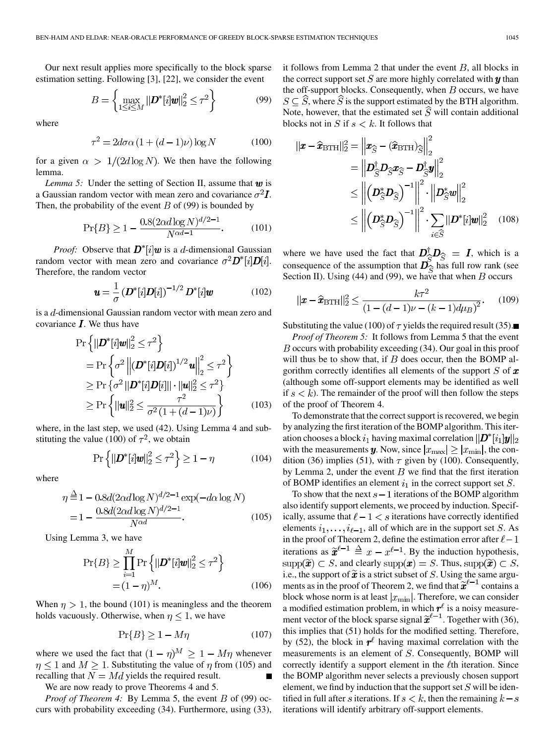Our next result applies more specifically to the block sparse estimation setting. Following [3], [22], we consider the event

$$B = \left\{ \max_{1 \le i \le M} \|\boldsymbol{D}^*[i]\boldsymbol{w}\|_2^2 \le \tau^2 \right\} \tag{99}$$

where

$$\tau^2 = 2d\sigma\alpha\left(1 + (d-1)\nu\right)\log N \tag{100}$$

for a given $\alpha > 1/(2d\log N)$. We then have the following lemma.

*Lemma 5:* Under the setting of Section II, assume that $\boldsymbol{w}$ is a Gaussian random vector with mean zero and covariance $\sigma^2\boldsymbol{I}$. Then, the probability of the event $B$ of (99) is bounded by

$$\Pr\{B\} \ge 1 - \frac{0.8(2\alpha d \log N)^{d/2-1}}{N^{\alpha d - 1}}. \tag{101}$$

*Proof:* Observe that $\boldsymbol{D}^*[i]\boldsymbol{w}$ is a $d$-dimensional Gaussian random vector with mean zero and covariance $\sigma^2\boldsymbol{D}^*[i]\boldsymbol{D}[i]$. Therefore, the random vector

$$\boldsymbol{u} = \frac{1}{\sigma}\left(\boldsymbol{D}^*[i]\boldsymbol{D}[i]\right)^{-1/2}\boldsymbol{D}^*[i]\boldsymbol{w} \tag{102}$$

is a $d$-dimensional Gaussian random vector with mean zero and covariance $\boldsymbol{I}$. We thus have

$$\begin{aligned}
\Pr&\left\{\|\boldsymbol{D}^*[i]\boldsymbol{w}\|_2^2 \le \tau^2\right\} \\
&= \Pr\left\{\sigma^2\left\|\left(\boldsymbol{D}^*[i]\boldsymbol{D}[i]\right)^{1/2}\boldsymbol{u}\right\|_2^2 \le \tau^2\right\} \\
&\ge \Pr\left\{\sigma^2\|\boldsymbol{D}^*[i]\boldsymbol{D}[i]\| \cdot \|\boldsymbol{u}\|_2^2 \le \tau^2\right\} \\
&\ge \Pr\left\{\|\boldsymbol{u}\|_2^2 \le \frac{\tau^2}{\sigma^2\left(1+(d-1)\nu\right)}\right\}
\end{aligned} \tag{103}$$

where, in the last step, we used (42). Using Lemma 4 and substituting the value (100) of $\tau^2$, we obtain

$$\Pr\left\{\|\boldsymbol{D}^*[i]\boldsymbol{w}\|_2^2 \le \tau^2\right\} \ge 1 - \eta \tag{104}$$

where

$$\begin{aligned}
\eta &\triangleq 1 - 0.8d(2\alpha d\log N)^{d/2-1}\exp(-d\alpha\log N) \\
&= 1 - \frac{0.8d(2\alpha d\log N)^{d/2-1}}{N^{\alpha d}}.
\end{aligned} \tag{105}$$

Using Lemma 3, we have

$$\begin{aligned}
\Pr\{B\} &\ge \prod_{i=1}^{M}\Pr\left\{\|\boldsymbol{D}^*[i]\boldsymbol{w}\|_2^2 \le \tau^2\right\} \\
&= (1-\eta)^M.
\end{aligned} \tag{106}$$

When $\eta > 1$, the bound (101) is meaningless and the theorem holds vacuously. Otherwise, when $\eta \le 1$, we have

$$\Pr\{B\} \ge 1 - M\eta \tag{107}$$

where we used the fact that $(1-\eta)^M \ge 1 - M\eta$ whenever $\eta \le 1$ and $M \ge 1$. Substituting the value of $\eta$ from (105) and recalling that $N = Md$ yields the required result. ∎

We are now ready to prove Theorems 4 and 5.

*Proof of Theorem 4:* By Lemma 5, the event $B$ of (99) occurs with probability exceeding (34). Furthermore, using (33), it follows from Lemma 2 that under the event $B$, all blocks in the correct support set $S$ are more highly correlated with $\boldsymbol{y}$ than the off-support blocks. Consequently, when $B$ occurs, we have $S \subseteq \widehat{S}$, where $\widehat{S}$ is the support estimated by the BTH algorithm. Note, however, that the estimated set $\widehat{S}$ will contain additional blocks not in $S$ if $s < k$. It follows that

$$\begin{aligned}
\|\boldsymbol{x} - \widehat{\boldsymbol{x}}_{\text{BTH}}\|_2^2 &= \left\|\boldsymbol{x}_{\widehat{S}} - (\widehat{\boldsymbol{x}}_{\text{BTH}})_{\widehat{S}}\right\|_2^2 \\
&= \left\|\boldsymbol{D}_{\widehat{S}}^{\dagger}\boldsymbol{D}_{\widehat{S}}\boldsymbol{x}_{\widehat{S}} - \boldsymbol{D}_{\widehat{S}}^{\dagger}\boldsymbol{y}\right\|_2^2 \\
&\le \left\|\left(\boldsymbol{D}_{\widehat{S}}^*\boldsymbol{D}_{\widehat{S}}\right)^{-1}\right\|^2 \cdot \left\|\boldsymbol{D}_{\widehat{S}}^*\boldsymbol{w}\right\|_2^2 \\
&\le \left\|\left(\boldsymbol{D}_{\widehat{S}}^*\boldsymbol{D}_{\widehat{S}}\right)^{-1}\right\|^2 \cdot \sum_{i\in\widehat{S}}\|\boldsymbol{D}^*[i]\boldsymbol{w}\|_2^2
\end{aligned} \tag{108}$$

where we have used the fact that $\boldsymbol{D}_{\widehat{S}}^{\dagger}\boldsymbol{D}_{\widehat{S}} = \boldsymbol{I}$, which is a consequence of the assumption that $\boldsymbol{D}_{\widehat{S}}$ has full row rank (see Section II). Using (44) and (99), we have that when $B$ occurs

$$\|\boldsymbol{x} - \widehat{\boldsymbol{x}}_{\text{BTH}}\|_2^2 \le \frac{k\tau^2}{\left(1-(d-1)\nu-(k-1)d\mu_B\right)^2}. \tag{109}$$

Substituting the value (100) of $\tau$ yields the required result (35). ∎

*Proof of Theorem 5:* It follows from Lemma 5 that the event $B$ occurs with probability exceeding (34). Our goal in this proof will thus be to show that, if $B$ does occur, then the BOMP algorithm correctly identifies all elements of the support $S$ of $\boldsymbol{x}$ (although some off-support elements may be identified as well if $s < k$). The remainder of the proof will then follow the steps of the proof of Theorem 4.

To demonstrate that the correct support is recovered, we begin by analyzing the first iteration of the BOMP algorithm. This iteration chooses a block $i_1$ having maximal correlation $\|\boldsymbol{D}^*[i_1]\boldsymbol{y}\|_2$ with the measurements $\boldsymbol{y}$. Now, since $|x_{\max}| \ge |x_{\min}|$, the condition (36) implies (51), with $\tau$ given by (100). Consequently, by Lemma 2, under the event $B$ we find that the first iteration of BOMP identifies an element $i_1$ in the correct support set $S$.

To show that the next $s-1$ iterations of the BOMP algorithm also identify support elements, we proceed by induction. Specifically, assume that $\ell - 1 < s$ iterations have correctly identified elements $i_1, \ldots, i_{\ell-1}$, all of which are in the support set $S$. As in the proof of Theorem 2, define the estimation error after $\ell-1$ iterations as $\widetilde{\boldsymbol{x}}^{\ell-1} \triangleq x - x^{\ell-1}$. By the induction hypothesis, $\text{supp}(\widetilde{\boldsymbol{x}}) \subset S$, and clearly $\text{supp}(\boldsymbol{x}) = S$. Thus, $\text{supp}(\widetilde{\boldsymbol{x}}) \subset S$, i.e., the support of $\widetilde{\boldsymbol{x}}$ is a strict subset of $S$. Using the same arguments as in the proof of Theorem 2, we find that $\widetilde{\boldsymbol{x}}^{\ell-1}$ contains a block whose norm is at least $|x_{\min}|$. Therefore, we can consider a modified estimation problem, in which $\boldsymbol{r}^{\ell}$ is a noisy measurement vector of the block sparse signal $\widetilde{\boldsymbol{x}}^{\ell-1}$. Together with (36), this implies that (51) holds for the modified setting. Therefore, by (52), the block in $\boldsymbol{r}^{\ell}$ having maximal correlation with the measurements is an element of $S$. Consequently, BOMP will correctly identify a support element in the $\ell$th iteration. Since the BOMP algorithm never selects a previously chosen support element, we find by induction that the support set $S$ will be identified in full after $s$ iterations. If $s < k$, then the remaining $k-s$ iterations will identify arbitrary off-support elements.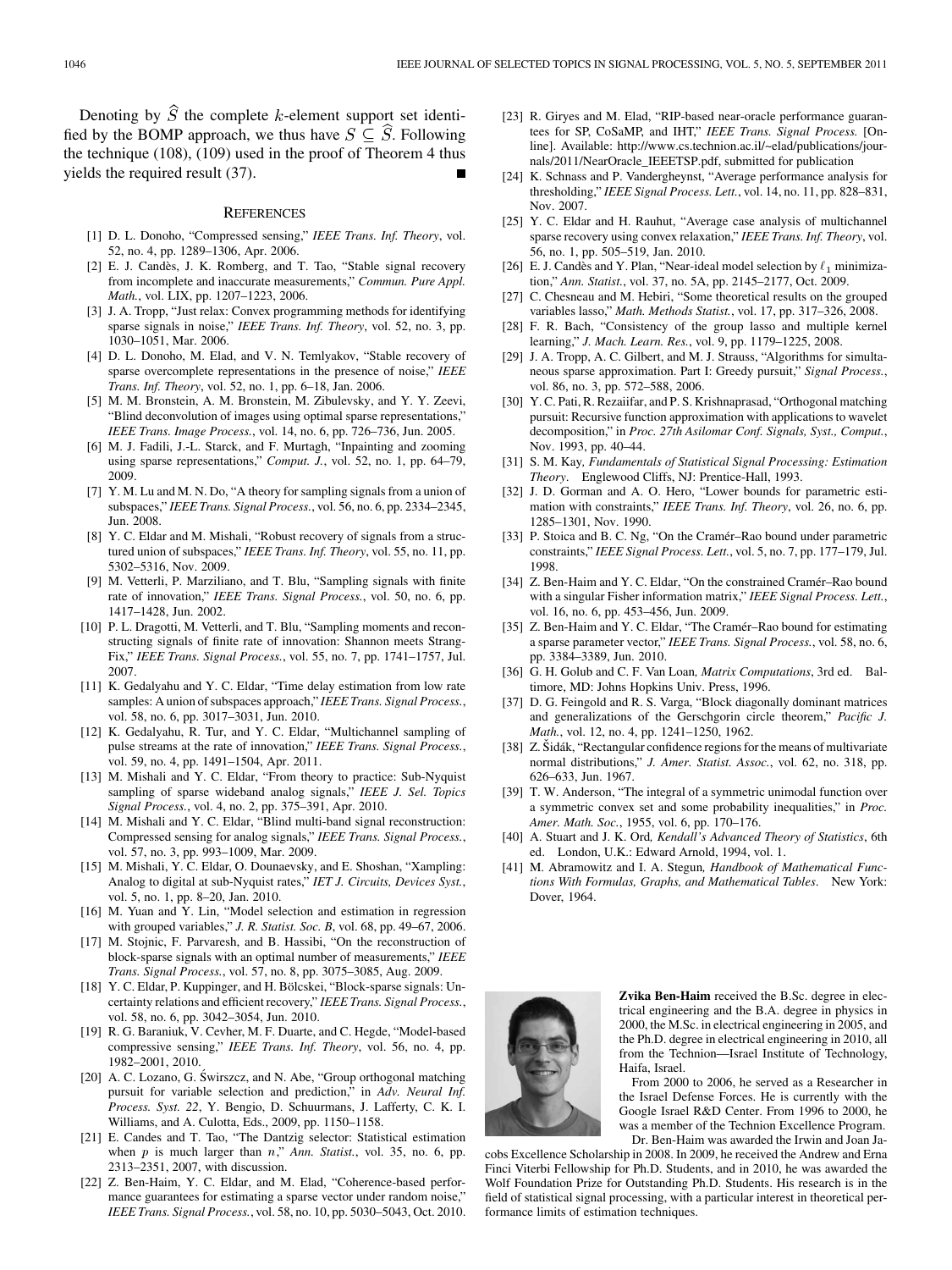Denoting by $\widehat{S}$ the complete $k$-element support set identified by the BOMP approach, we thus have $S \subseteq \widehat{S}$. Following the technique (108), (109) used in the proof of Theorem 4 thus yields the required result (37). ■

## References

[1] D. L. Donoho, "Compressed sensing," *IEEE Trans. Inf. Theory*, vol. 52, no. 4, pp. 1289–1306, Apr. 2006.

[2] E. J. Candès, J. K. Romberg, and T. Tao, "Stable signal recovery from incomplete and inaccurate measurements," *Commun. Pure Appl. Math.*, vol. LIX, pp. 1207–1223, 2006.

[3] J. A. Tropp, "Just relax: Convex programming methods for identifying sparse signals in noise," *IEEE Trans. Inf. Theory*, vol. 52, no. 3, pp. 1030–1051, Mar. 2006.

[4] D. L. Donoho, M. Elad, and V. N. Temlyakov, "Stable recovery of sparse overcomplete representations in the presence of noise," *IEEE Trans. Inf. Theory*, vol. 52, no. 1, pp. 6–18, Jan. 2006.

[5] M. M. Bronstein, A. M. Bronstein, M. Zibulevsky, and Y. Y. Zeevi, "Blind deconvolution of images using optimal sparse representations," *IEEE Trans. Image Process.*, vol. 14, no. 6, pp. 726–736, Jun. 2005.

[6] M. J. Fadili, J.-L. Starck, and F. Murtagh, "Inpainting and zooming using sparse representations," *Comput. J.*, vol. 52, no. 1, pp. 64–79, 2009.

[7] Y. M. Lu and M. N. Do, "A theory for sampling signals from a union of subspaces," *IEEE Trans. Signal Process.*, vol. 56, no. 6, pp. 2334–2345, Jun. 2008.

[8] Y. C. Eldar and M. Mishali, "Robust recovery of signals from a structured union of subspaces," *IEEE Trans. Inf. Theory*, vol. 55, no. 11, pp. 5302–5316, Nov. 2009.

[9] M. Vetterli, P. Marziliano, and T. Blu, "Sampling signals with finite rate of innovation," *IEEE Trans. Signal Process.*, vol. 50, no. 6, pp. 1417–1428, Jun. 2002.

[10] P. L. Dragotti, M. Vetterli, and T. Blu, "Sampling moments and reconstructing signals of finite rate of innovation: Shannon meets Strang-Fix," *IEEE Trans. Signal Process.*, vol. 55, no. 7, pp. 1741–1757, Jul. 2007.

[11] K. Gedalyahu and Y. C. Eldar, "Time delay estimation from low rate samples: A union of subspaces approach," *IEEE Trans. Signal Process.*, vol. 58, no. 6, pp. 3017–3031, Jun. 2010.

[12] K. Gedalyahu, R. Tur, and Y. C. Eldar, "Multichannel sampling of pulse streams at the rate of innovation," *IEEE Trans. Signal Process.*, vol. 59, no. 4, pp. 1491–1504, Apr. 2011.

[13] M. Mishali and Y. C. Eldar, "From theory to practice: Sub-Nyquist sampling of sparse wideband analog signals," *IEEE J. Sel. Topics Signal Process.*, vol. 4, no. 2, pp. 375–391, Apr. 2010.

[14] M. Mishali and Y. C. Eldar, "Blind multi-band signal reconstruction: Compressed sensing for analog signals," *IEEE Trans. Signal Process.*, vol. 57, no. 3, pp. 993–1009, Mar. 2009.

[15] M. Mishali, Y. C. Eldar, O. Dounaevsky, and E. Shoshan, "Xampling: Analog to digital at sub-Nyquist rates," *IET J. Circuits, Devices Syst.*, vol. 5, no. 1, pp. 8–20, Jan. 2010.

[16] M. Yuan and Y. Lin, "Model selection and estimation in regression with grouped variables," *J. R. Statist. Soc. B*, vol. 68, pp. 49–67, 2006.

[17] M. Stojnic, F. Parvaresh, and B. Hassibi, "On the reconstruction of block-sparse signals with an optimal number of measurements," *IEEE Trans. Signal Process.*, vol. 57, no. 8, pp. 3075–3085, Aug. 2009.

[18] Y. C. Eldar, P. Kuppinger, and H. Bölcskei, "Block-sparse signals: Uncertainty relations and efficient recovery," *IEEE Trans. Signal Process.*, vol. 58, no. 6, pp. 3042–3054, Jun. 2010.

[19] R. G. Baraniuk, V. Cevher, M. F. Duarte, and C. Hegde, "Model-based compressive sensing," *IEEE Trans. Inf. Theory*, vol. 56, no. 4, pp. 1982–2001, 2010.

[20] A. C. Lozano, G. Świrszcz, and N. Abe, "Group orthogonal matching pursuit for variable selection and prediction," in *Adv. Neural Inf. Process. Syst. 22*, Y. Bengio, D. Schuurmans, J. Lafferty, C. K. I. Williams, and A. Culotta, Eds., 2009, pp. 1150–1158.

[21] E. Candes and T. Tao, "The Dantzig selector: Statistical estimation when $p$ is much larger than $n$," *Ann. Statist.*, vol. 35, no. 6, pp. 2313–2351, 2007, with discussion.

[22] Z. Ben-Haim, Y. C. Eldar, and M. Elad, "Coherence-based performance guarantees for estimating a sparse vector under random noise," *IEEE Trans. Signal Process.*, vol. 58, no. 10, pp. 5030–5043, Oct. 2010.

[23] R. Giryes and M. Elad, "RIP-based near-oracle performance guarantees for SP, CoSaMP, and IHT," *IEEE Trans. Signal Process.* [Online]. Available: http://www.cs.technion.ac.il/~elad/publications/journals/2011/NearOracle_IEEETSP.pdf, submitted for publication

[24] K. Schnass and P. Vandergheynst, "Average performance analysis for thresholding," *IEEE Signal Process. Lett.*, vol. 14, no. 11, pp. 828–831, Nov. 2007.

[25] Y. C. Eldar and H. Rauhut, "Average case analysis of multichannel sparse recovery using convex relaxation," *IEEE Trans. Inf. Theory*, vol. 56, no. 1, pp. 505–519, Jan. 2010.

[26] E. J. Candès and Y. Plan, "Near-ideal model selection by $\ell_1$ minimization," *Ann. Statist.*, vol. 37, no. 5A, pp. 2145–2177, Oct. 2009.

[27] C. Chesneau and M. Hebiri, "Some theoretical results on the grouped variables lasso," *Math. Methods Statist.*, vol. 17, pp. 317–326, 2008.

[28] F. R. Bach, "Consistency of the group lasso and multiple kernel learning," *J. Mach. Learn. Res.*, vol. 9, pp. 1179–1225, 2008.

[29] J. A. Tropp, A. C. Gilbert, and M. J. Strauss, "Algorithms for simultaneous sparse approximation. Part I: Greedy pursuit," *Signal Process.*, vol. 86, no. 3, pp. 572–588, 2006.

[30] Y. C. Pati, R. Rezaiifar, and P. S. Krishnaprasad, "Orthogonal matching pursuit: Recursive function approximation with applications to wavelet decomposition," in *Proc. 27th Asilomar Conf. Signals, Syst., Comput.*, Nov. 1993, pp. 40–44.

[31] S. M. Kay, *Fundamentals of Statistical Signal Processing: Estimation Theory*. Englewood Cliffs, NJ: Prentice-Hall, 1993.

[32] J. D. Gorman and A. O. Hero, "Lower bounds for parametric estimation with constraints," *IEEE Trans. Inf. Theory*, vol. 26, no. 6, pp. 1285–1301, Nov. 1990.

[33] P. Stoica and B. C. Ng, "On the Cramér–Rao bound under parametric constraints," *IEEE Signal Process. Lett.*, vol. 5, no. 7, pp. 177–179, Jul. 1998.

[34] Z. Ben-Haim and Y. C. Eldar, "On the constrained Cramér–Rao bound with a singular Fisher information matrix," *IEEE Signal Process. Lett.*, vol. 16, no. 6, pp. 453–456, Jun. 2009.

[35] Z. Ben-Haim and Y. C. Eldar, "The Cramér–Rao bound for estimating a sparse parameter vector," *IEEE Trans. Signal Process.*, vol. 58, no. 6, pp. 3384–3389, Jun. 2010.

[36] G. H. Golub and C. F. Van Loan, *Matrix Computations*, 3rd ed. Baltimore, MD: Johns Hopkins Univ. Press, 1996.

[37] D. G. Feingold and R. S. Varga, "Block diagonally dominant matrices and generalizations of the Gerschgorin circle theorem," *Pacific J. Math.*, vol. 12, no. 4, pp. 1241–1250, 1962.

[38] Z. Šidák, "Rectangular confidence regions for the means of multivariate normal distributions," *J. Amer. Statist. Assoc.*, vol. 62, no. 318, pp. 626–633, Jun. 1967.

[39] T. W. Anderson, "The integral of a symmetric unimodal function over a symmetric convex set and some probability inequalities," in *Proc. Amer. Math. Soc.*, 1955, vol. 6, pp. 170–176.

[40] A. Stuart and J. K. Ord, *Kendall's Advanced Theory of Statistics*, 6th ed. London, U.K.: Edward Arnold, 1994, vol. 1.

[41] M. Abramowitz and I. A. Stegun, *Handbook of Mathematical Functions With Formulas, Graphs, and Mathematical Tables*. New York: Dover, 1964.

**Zvika Ben-Haim** received the B.Sc. degree in electrical engineering and the B.A. degree in physics in 2000, the M.Sc. in electrical engineering in 2005, and the Ph.D. degree in electrical engineering in 2010, all from the Technion—Israel Institute of Technology, Haifa, Israel.

From 2000 to 2006, he served as a Researcher in the Israel Defense Forces. He is currently with the Google Israel R&D Center. From 1996 to 2000, he was a member of the Technion Excellence Program.

Dr. Ben-Haim was awarded the Irwin and Joan Jacobs Excellence Scholarship in 2008. In 2009, he received the Andrew and Erna Finci Viterbi Fellowship for Ph.D. Students, and in 2010, he was awarded the Wolf Foundation Prize for Outstanding Ph.D. Students. His research is in the field of statistical signal processing, with a particular interest in theoretical performance limits of estimation techniques.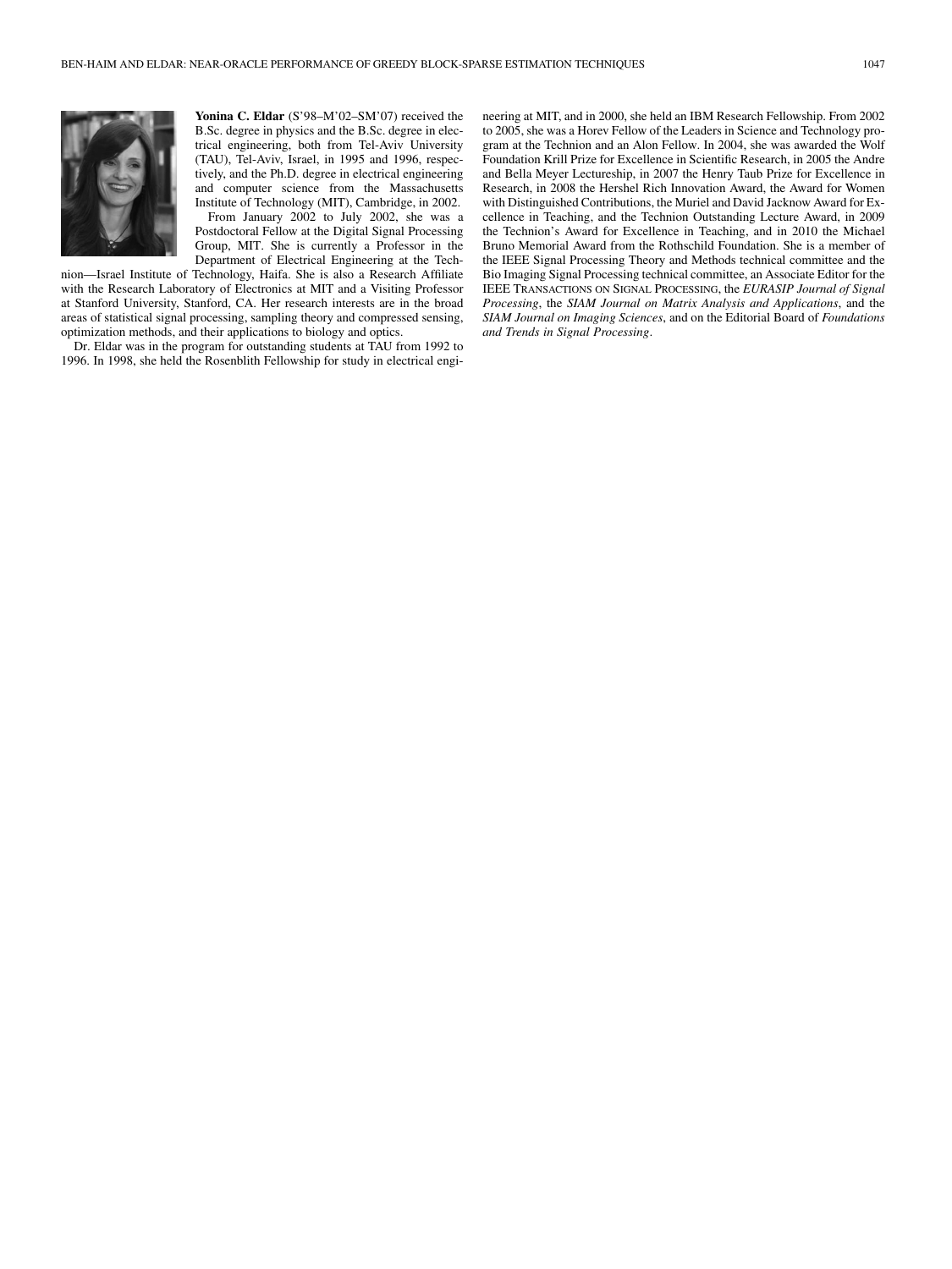**Yonina C. Eldar** (S'98–M'02–SM'07) received the B.Sc. degree in physics and the B.Sc. degree in electrical engineering, both from Tel-Aviv University (TAU), Tel-Aviv, Israel, in 1995 and 1996, respectively, and the Ph.D. degree in electrical engineering and computer science from the Massachusetts Institute of Technology (MIT), Cambridge, in 2002.

From January 2002 to July 2002, she was a Postdoctoral Fellow at the Digital Signal Processing Group, MIT. She is currently a Professor in the Department of Electrical Engineering at the Technion—Israel Institute of Technology, Haifa. She is also a Research Affiliate with the Research Laboratory of Electronics at MIT and a Visiting Professor at Stanford University, Stanford, CA. Her research interests are in the broad areas of statistical signal processing, sampling theory and compressed sensing, optimization methods, and their applications to biology and optics.

Dr. Eldar was in the program for outstanding students at TAU from 1992 to 1996. In 1998, she held the Rosenblith Fellowship for study in electrical engineering at MIT, and in 2000, she held an IBM Research Fellowship. From 2002 to 2005, she was a Horev Fellow of the Leaders in Science and Technology program at the Technion and an Alon Fellow. In 2004, she was awarded the Wolf Foundation Krill Prize for Excellence in Scientific Research, in 2005 the Andre and Bella Meyer Lectureship, in 2007 the Henry Taub Prize for Excellence in Research, in 2008 the Hershel Rich Innovation Award, the Award for Women with Distinguished Contributions, the Muriel and David Jacknow Award for Excellence in Teaching, and the Technion Outstanding Lecture Award, in 2009 the Technion's Award for Excellence in Teaching, and in 2010 the Michael Bruno Memorial Award from the Rothschild Foundation. She is a member of the IEEE Signal Processing Theory and Methods technical committee and the Bio Imaging Signal Processing technical committee, an Associate Editor for the IEEE TRANSACTIONS ON SIGNAL PROCESSING, the *EURASIP Journal of Signal Processing*, the *SIAM Journal on Matrix Analysis and Applications*, and the *SIAM Journal on Imaging Sciences*, and on the Editorial Board of *Foundations and Trends in Signal Processing*.